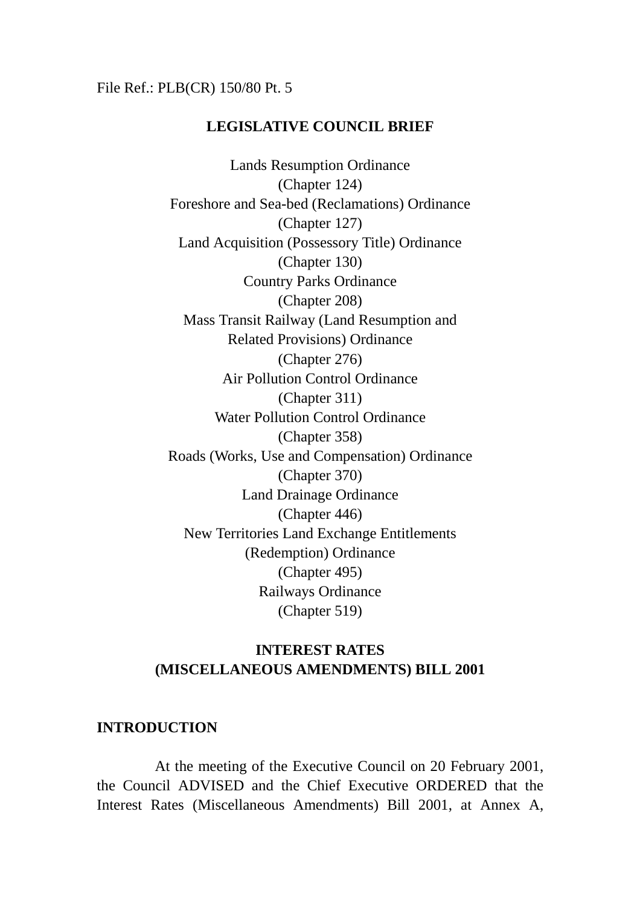File Ref.: PLB(CR) 150/80 Pt. 5

**LEGISLATIVE COUNCIL BRIEF**

Lands Resumption Ordinance
(Chapter 124)
Foreshore and Sea-bed (Reclamations) Ordinance
(Chapter 127)
Land Acquisition (Possessory Title) Ordinance
(Chapter 130)
Country Parks Ordinance
(Chapter 208)
Mass Transit Railway (Land Resumption and
Related Provisions) Ordinance
(Chapter 276)
Air Pollution Control Ordinance
(Chapter 311)
Water Pollution Control Ordinance
(Chapter 358)
Roads (Works, Use and Compensation) Ordinance
(Chapter 370)
Land Drainage Ordinance
(Chapter 446)
New Territories Land Exchange Entitlements
(Redemption) Ordinance
(Chapter 495)
Railways Ordinance
(Chapter 519)

**INTEREST RATES**
**(MISCELLANEOUS AMENDMENTS) BILL 2001**

**INTRODUCTION**

At the meeting of the Executive Council on 20 February 2001, the Council ADVISED and the Chief Executive ORDERED that the Interest Rates (Miscellaneous Amendments) Bill 2001, at Annex A,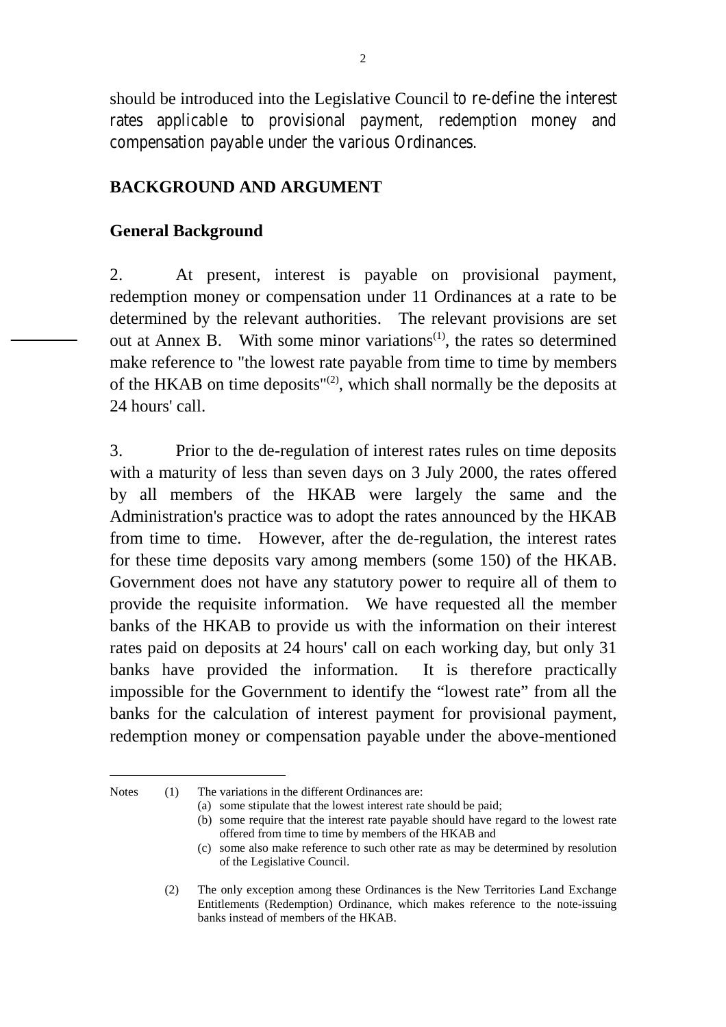should be introduced into the Legislative Council to re-define the interest rates applicable to provisional payment, redemption money and compensation payable under the various Ordinances.

## BACKGROUND AND ARGUMENT

### General Background

2. At present, interest is payable on provisional payment, redemption money or compensation under 11 Ordinances at a rate to be determined by the relevant authorities. The relevant provisions are set out at Annex B. With some minor variations[(1)], the rates so determined make reference to "the lowest rate payable from time to time by members of the HKAB on time deposits"[(2)], which shall normally be the deposits at 24 hours' call.

3. Prior to the de-regulation of interest rates rules on time deposits with a maturity of less than seven days on 3 July 2000, the rates offered by all members of the HKAB were largely the same and the Administration's practice was to adopt the rates announced by the HKAB from time to time. However, after the de-regulation, the interest rates for these time deposits vary among members (some 150) of the HKAB. Government does not have any statutory power to require all of them to provide the requisite information. We have requested all the member banks of the HKAB to provide us with the information on their interest rates paid on deposits at 24 hours' call on each working day, but only 31 banks have provided the information. It is therefore practically impossible for the Government to identify the "lowest rate" from all the banks for the calculation of interest payment for provisional payment, redemption money or compensation payable under the above-mentioned

---

Notes (1) The variations in the different Ordinances are:
(a) some stipulate that the lowest interest rate should be paid;
(b) some require that the interest rate payable should have regard to the lowest rate offered from time to time by members of the HKAB and
(c) some also make reference to such other rate as may be determined by resolution of the Legislative Council.

(2) The only exception among these Ordinances is the New Territories Land Exchange Entitlements (Redemption) Ordinance, which makes reference to the note-issuing banks instead of members of the HKAB.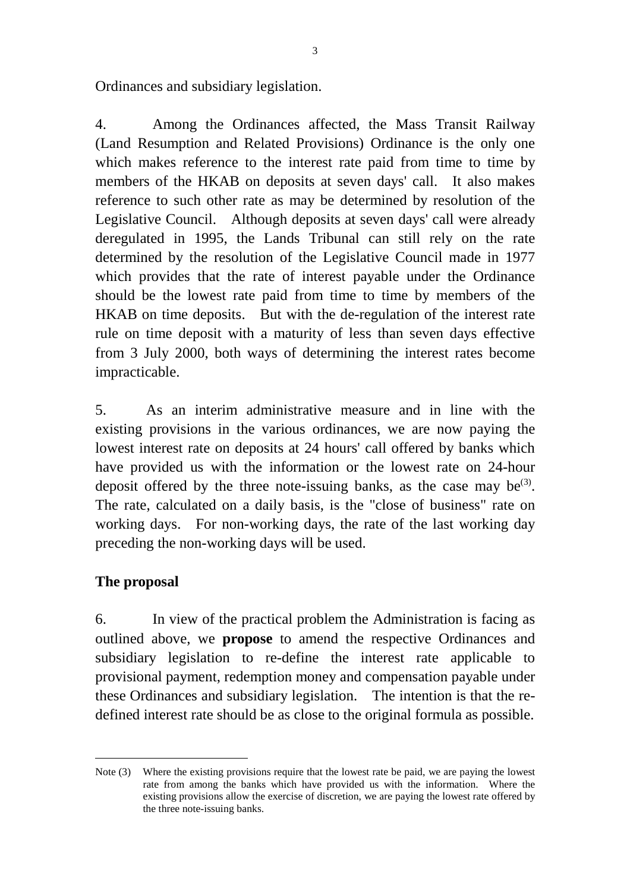Ordinances and subsidiary legislation.

4. Among the Ordinances affected, the Mass Transit Railway (Land Resumption and Related Provisions) Ordinance is the only one which makes reference to the interest rate paid from time to time by members of the HKAB on deposits at seven days' call. It also makes reference to such other rate as may be determined by resolution of the Legislative Council. Although deposits at seven days' call were already deregulated in 1995, the Lands Tribunal can still rely on the rate determined by the resolution of the Legislative Council made in 1977 which provides that the rate of interest payable under the Ordinance should be the lowest rate paid from time to time by members of the HKAB on time deposits. But with the de-regulation of the interest rate rule on time deposit with a maturity of less than seven days effective from 3 July 2000, both ways of determining the interest rates become impracticable.

5. As an interim administrative measure and in line with the existing provisions in the various ordinances, we are now paying the lowest interest rate on deposits at 24 hours' call offered by banks which have provided us with the information or the lowest rate on 24-hour deposit offered by the three note-issuing banks, as the case may be(3). The rate, calculated on a daily basis, is the "close of business" rate on working days. For non-working days, the rate of the last working day preceding the non-working days will be used.

**The proposal**

6. In view of the practical problem the Administration is facing as outlined above, we **propose** to amend the respective Ordinances and subsidiary legislation to re-define the interest rate applicable to provisional payment, redemption money and compensation payable under these Ordinances and subsidiary legislation. The intention is that the re-defined interest rate should be as close to the original formula as possible.

---

Note (3) Where the existing provisions require that the lowest rate be paid, we are paying the lowest rate from among the banks which have provided us with the information. Where the existing provisions allow the exercise of discretion, we are paying the lowest rate offered by the three note-issuing banks.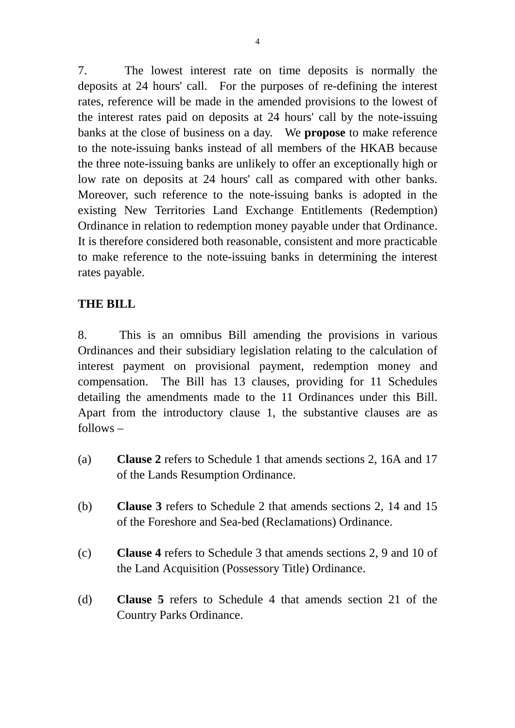7. The lowest interest rate on time deposits is normally the deposits at 24 hours' call. For the purposes of re-defining the interest rates, reference will be made in the amended provisions to the lowest of the interest rates paid on deposits at 24 hours' call by the note-issuing banks at the close of business on a day. We **propose** to make reference to the note-issuing banks instead of all members of the HKAB because the three note-issuing banks are unlikely to offer an exceptionally high or low rate on deposits at 24 hours' call as compared with other banks. Moreover, such reference to the note-issuing banks is adopted in the existing New Territories Land Exchange Entitlements (Redemption) Ordinance in relation to redemption money payable under that Ordinance. It is therefore considered both reasonable, consistent and more practicable to make reference to the note-issuing banks in determining the interest rates payable.

**THE BILL**

8. This is an omnibus Bill amending the provisions in various Ordinances and their subsidiary legislation relating to the calculation of interest payment on provisional payment, redemption money and compensation. The Bill has 13 clauses, providing for 11 Schedules detailing the amendments made to the 11 Ordinances under this Bill. Apart from the introductory clause 1, the substantive clauses are as follows –

(a) **Clause 2** refers to Schedule 1 that amends sections 2, 16A and 17 of the Lands Resumption Ordinance.

(b) **Clause 3** refers to Schedule 2 that amends sections 2, 14 and 15 of the Foreshore and Sea-bed (Reclamations) Ordinance.

(c) **Clause 4** refers to Schedule 3 that amends sections 2, 9 and 10 of the Land Acquisition (Possessory Title) Ordinance.

(d) **Clause 5** refers to Schedule 4 that amends section 21 of the Country Parks Ordinance.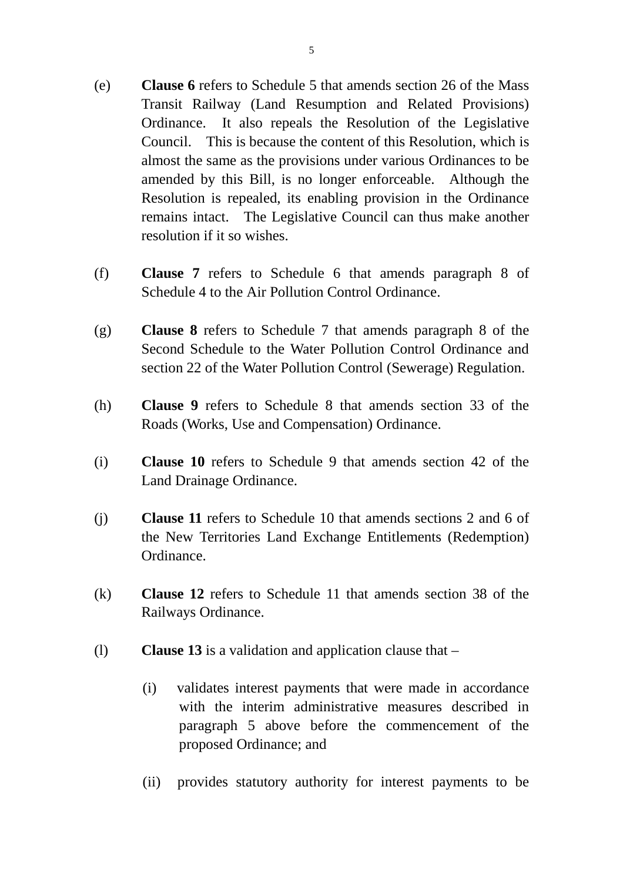(e) **Clause 6** refers to Schedule 5 that amends section 26 of the Mass Transit Railway (Land Resumption and Related Provisions) Ordinance. It also repeals the Resolution of the Legislative Council. This is because the content of this Resolution, which is almost the same as the provisions under various Ordinances to be amended by this Bill, is no longer enforceable. Although the Resolution is repealed, its enabling provision in the Ordinance remains intact. The Legislative Council can thus make another resolution if it so wishes.

(f) **Clause 7** refers to Schedule 6 that amends paragraph 8 of Schedule 4 to the Air Pollution Control Ordinance.

(g) **Clause 8** refers to Schedule 7 that amends paragraph 8 of the Second Schedule to the Water Pollution Control Ordinance and section 22 of the Water Pollution Control (Sewerage) Regulation.

(h) **Clause 9** refers to Schedule 8 that amends section 33 of the Roads (Works, Use and Compensation) Ordinance.

(i) **Clause 10** refers to Schedule 9 that amends section 42 of the Land Drainage Ordinance.

(j) **Clause 11** refers to Schedule 10 that amends sections 2 and 6 of the New Territories Land Exchange Entitlements (Redemption) Ordinance.

(k) **Clause 12** refers to Schedule 11 that amends section 38 of the Railways Ordinance.

(l) **Clause 13** is a validation and application clause that –

  (i) validates interest payments that were made in accordance with the interim administrative measures described in paragraph 5 above before the commencement of the proposed Ordinance; and

  (ii) provides statutory authority for interest payments to be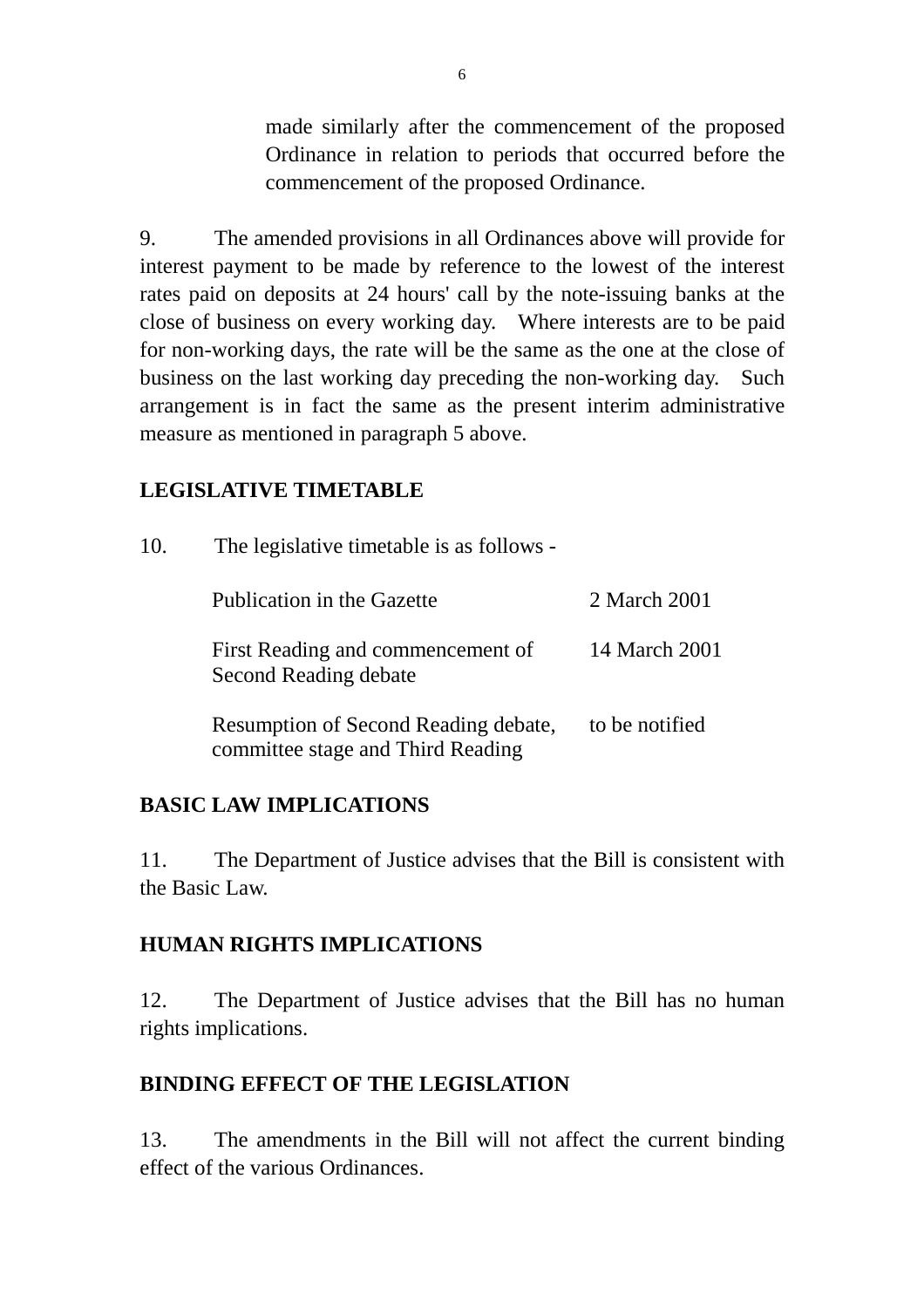made similarly after the commencement of the proposed Ordinance in relation to periods that occurred before the commencement of the proposed Ordinance.

9. The amended provisions in all Ordinances above will provide for interest payment to be made by reference to the lowest of the interest rates paid on deposits at 24 hours' call by the note-issuing banks at the close of business on every working day. Where interests are to be paid for non-working days, the rate will be the same as the one at the close of business on the last working day preceding the non-working day. Such arrangement is in fact the same as the present interim administrative measure as mentioned in paragraph 5 above.

## LEGISLATIVE TIMETABLE

10. The legislative timetable is as follows -

| | |
|---|---|
| Publication in the Gazette | 2 March 2001 |
| First Reading and commencement of Second Reading debate | 14 March 2001 |
| Resumption of Second Reading debate, committee stage and Third Reading | to be notified |

## BASIC LAW IMPLICATIONS

11. The Department of Justice advises that the Bill is consistent with the Basic Law.

## HUMAN RIGHTS IMPLICATIONS

12. The Department of Justice advises that the Bill has no human rights implications.

## BINDING EFFECT OF THE LEGISLATION

13. The amendments in the Bill will not affect the current binding effect of the various Ordinances.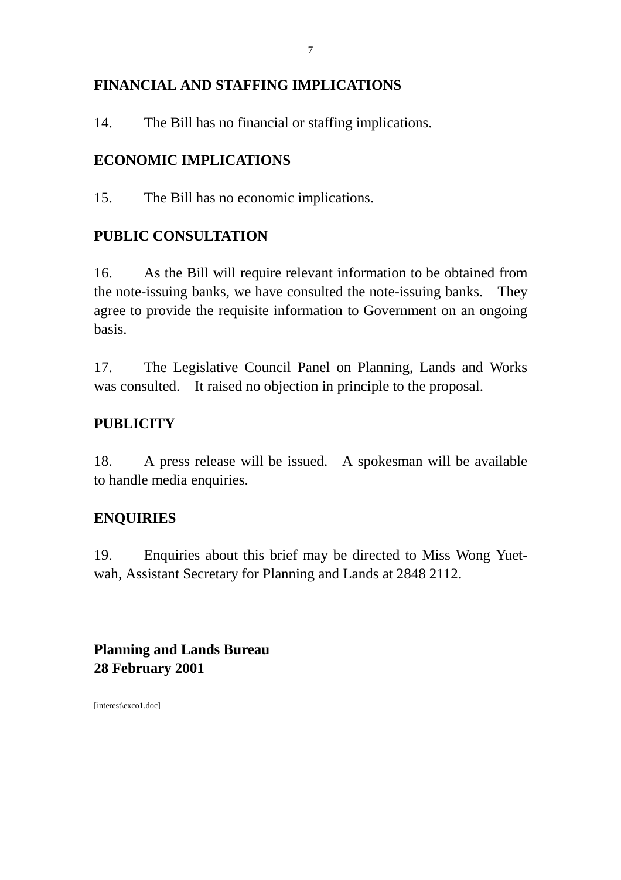**FINANCIAL AND STAFFING IMPLICATIONS**

14. The Bill has no financial or staffing implications.

**ECONOMIC IMPLICATIONS**

15. The Bill has no economic implications.

**PUBLIC CONSULTATION**

16. As the Bill will require relevant information to be obtained from the note-issuing banks, we have consulted the note-issuing banks. They agree to provide the requisite information to Government on an ongoing basis.

17. The Legislative Council Panel on Planning, Lands and Works was consulted. It raised no objection in principle to the proposal.

**PUBLICITY**

18. A press release will be issued. A spokesman will be available to handle media enquiries.

**ENQUIRIES**

19. Enquiries about this brief may be directed to Miss Wong Yuet-wah, Assistant Secretary for Planning and Lands at 2848 2112.

**Planning and Lands Bureau**
**28 February 2001**

[interest\exco1.doc]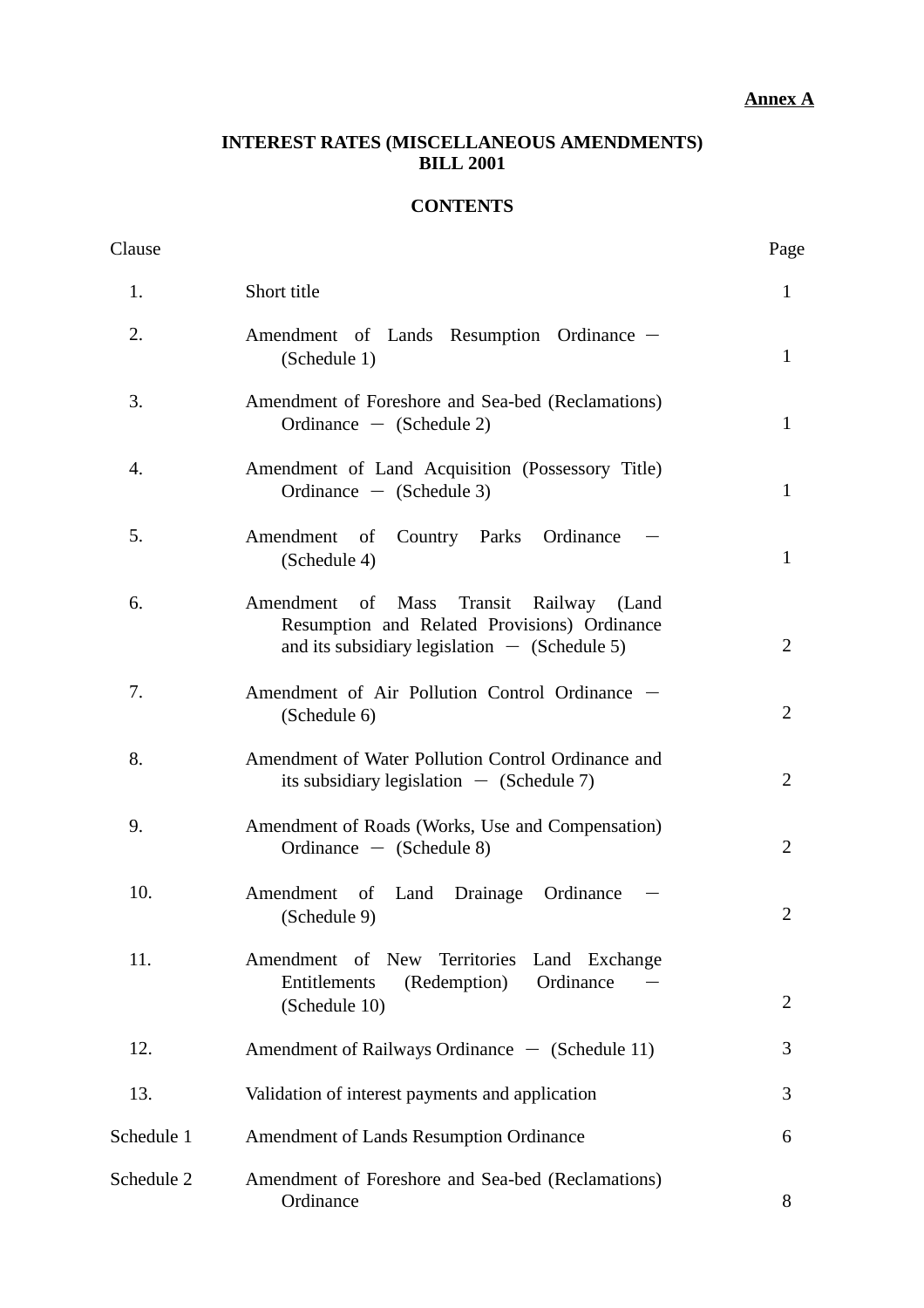**Annex A**

# INTEREST RATES (MISCELLANEOUS AMENDMENTS) BILL 2001

## CONTENTS

| Clause | | Page |
|---|---|---|
| 1. | Short title | 1 |
| 2. | Amendment of Lands Resumption Ordinance — (Schedule 1) | 1 |
| 3. | Amendment of Foreshore and Sea-bed (Reclamations) Ordinance — (Schedule 2) | 1 |
| 4. | Amendment of Land Acquisition (Possessory Title) Ordinance — (Schedule 3) | 1 |
| 5. | Amendment of Country Parks Ordinance — (Schedule 4) | 1 |
| 6. | Amendment of Mass Transit Railway (Land Resumption and Related Provisions) Ordinance and its subsidiary legislation — (Schedule 5) | 2 |
| 7. | Amendment of Air Pollution Control Ordinance — (Schedule 6) | 2 |
| 8. | Amendment of Water Pollution Control Ordinance and its subsidiary legislation — (Schedule 7) | 2 |
| 9. | Amendment of Roads (Works, Use and Compensation) Ordinance — (Schedule 8) | 2 |
| 10. | Amendment of Land Drainage Ordinance — (Schedule 9) | 2 |
| 11. | Amendment of New Territories Land Exchange Entitlements (Redemption) Ordinance — (Schedule 10) | 2 |
| 12. | Amendment of Railways Ordinance — (Schedule 11) | 3 |
| 13. | Validation of interest payments and application | 3 |
| Schedule 1 | Amendment of Lands Resumption Ordinance | 6 |
| Schedule 2 | Amendment of Foreshore and Sea-bed (Reclamations) Ordinance | 8 |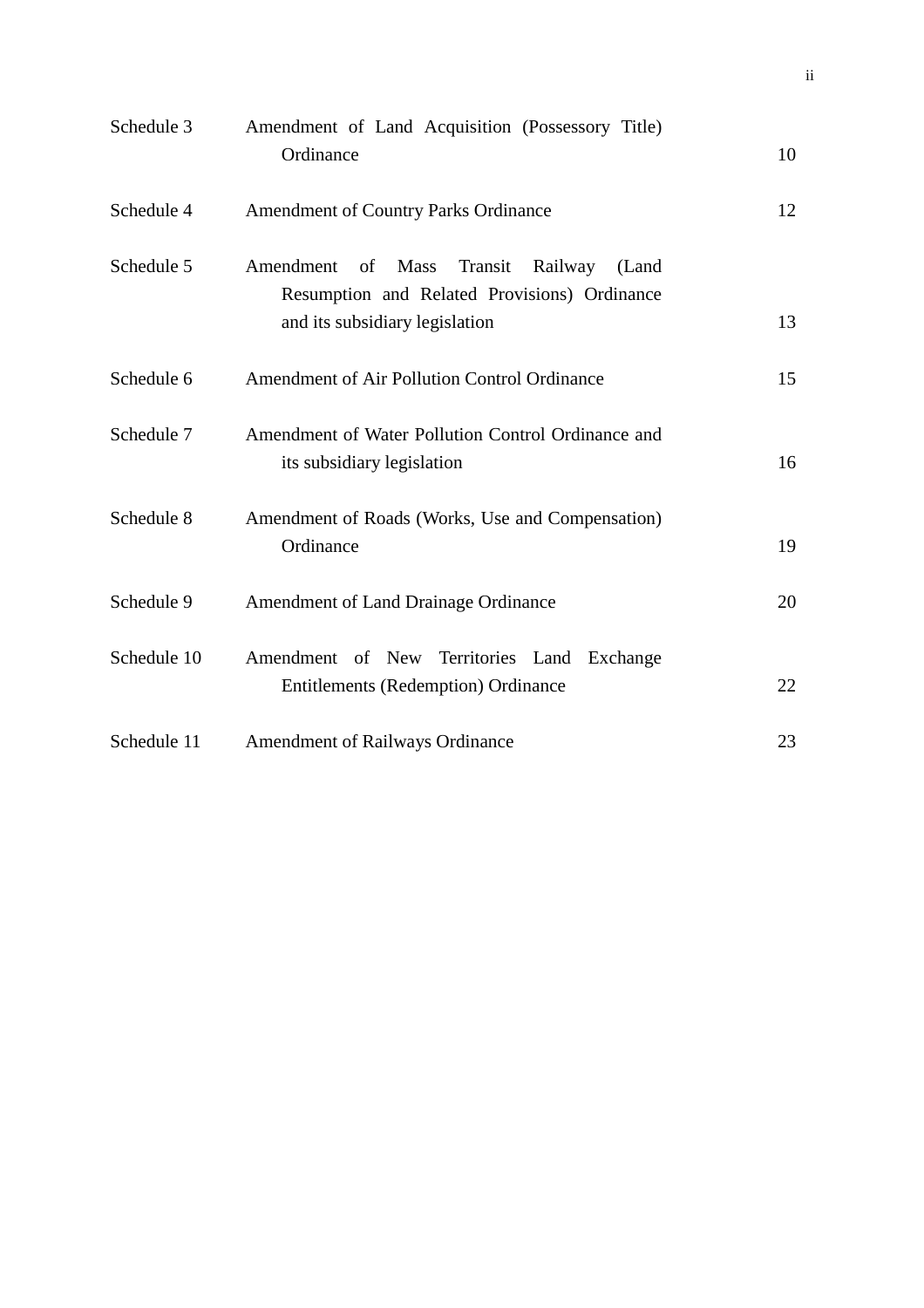| | | |
|---|---|---|
| Schedule 3 | Amendment of Land Acquisition (Possessory Title) Ordinance | 10 |
| Schedule 4 | Amendment of Country Parks Ordinance | 12 |
| Schedule 5 | Amendment of Mass Transit Railway (Land Resumption and Related Provisions) Ordinance and its subsidiary legislation | 13 |
| Schedule 6 | Amendment of Air Pollution Control Ordinance | 15 |
| Schedule 7 | Amendment of Water Pollution Control Ordinance and its subsidiary legislation | 16 |
| Schedule 8 | Amendment of Roads (Works, Use and Compensation) Ordinance | 19 |
| Schedule 9 | Amendment of Land Drainage Ordinance | 20 |
| Schedule 10 | Amendment of New Territories Land Exchange Entitlements (Redemption) Ordinance | 22 |
| Schedule 11 | Amendment of Railways Ordinance | 23 |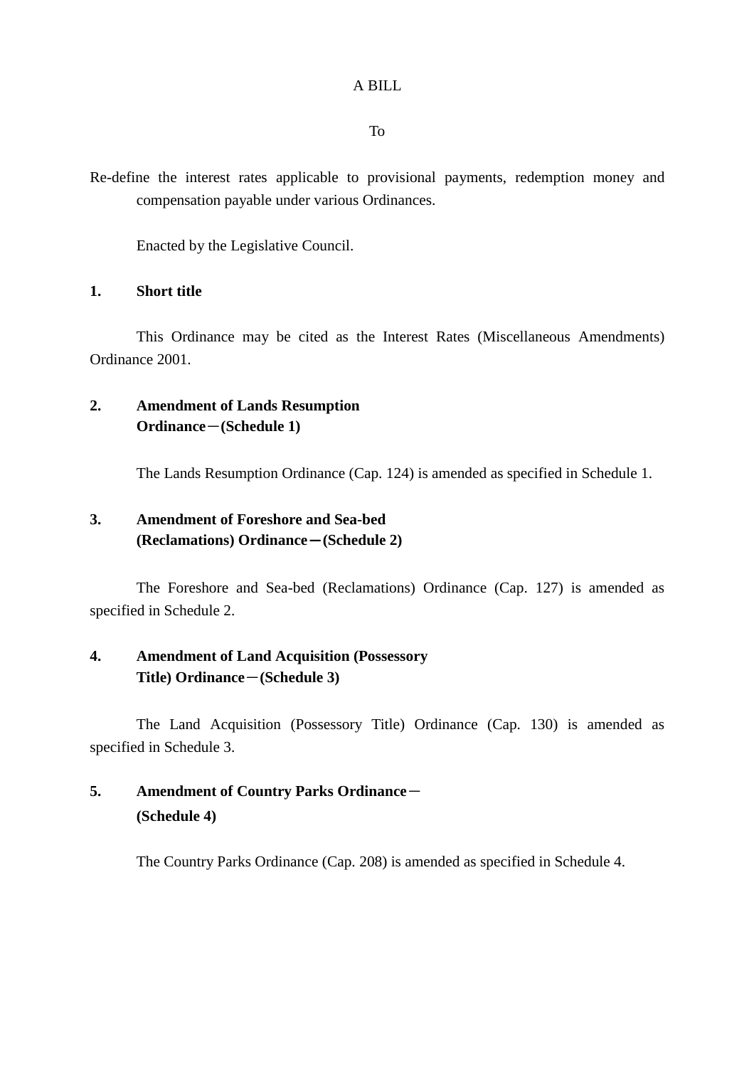A BILL

To

Re-define the interest rates applicable to provisional payments, redemption money and compensation payable under various Ordinances.

Enacted by the Legislative Council.

**1. Short title**

This Ordinance may be cited as the Interest Rates (Miscellaneous Amendments) Ordinance 2001.

**2. Amendment of Lands Resumption Ordinance－(Schedule 1)**

The Lands Resumption Ordinance (Cap. 124) is amended as specified in Schedule 1.

**3. Amendment of Foreshore and Sea-bed (Reclamations) Ordinance－(Schedule 2)**

The Foreshore and Sea-bed (Reclamations) Ordinance (Cap. 127) is amended as specified in Schedule 2.

**4. Amendment of Land Acquisition (Possessory Title) Ordinance－(Schedule 3)**

The Land Acquisition (Possessory Title) Ordinance (Cap. 130) is amended as specified in Schedule 3.

**5. Amendment of Country Parks Ordinance－(Schedule 4)**

The Country Parks Ordinance (Cap. 208) is amended as specified in Schedule 4.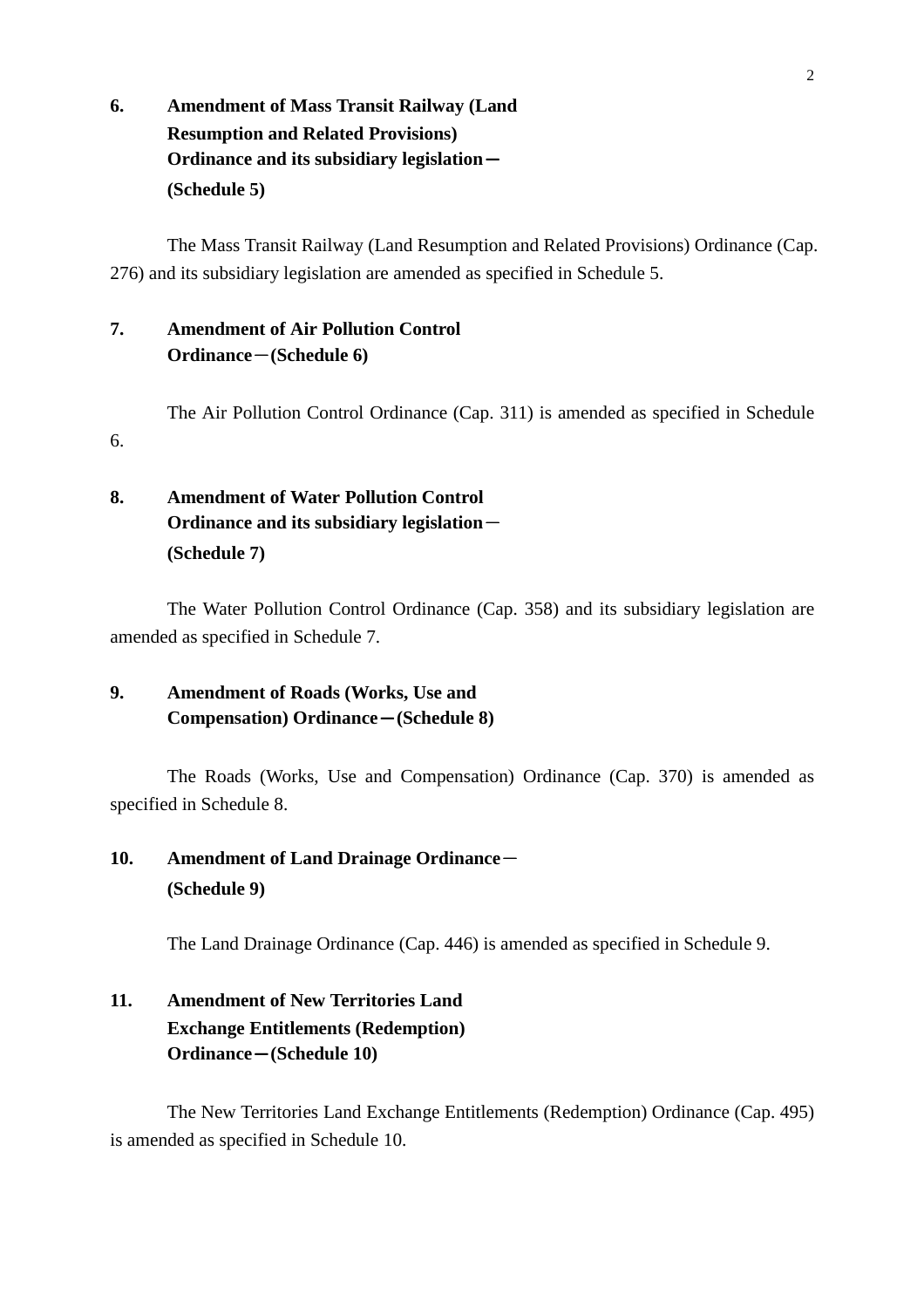**6. Amendment of Mass Transit Railway (Land Resumption and Related Provisions) Ordinance and its subsidiary legislation—(Schedule 5)**

The Mass Transit Railway (Land Resumption and Related Provisions) Ordinance (Cap. 276) and its subsidiary legislation are amended as specified in Schedule 5.

**7. Amendment of Air Pollution Control Ordinance—(Schedule 6)**

The Air Pollution Control Ordinance (Cap. 311) is amended as specified in Schedule 6.

**8. Amendment of Water Pollution Control Ordinance and its subsidiary legislation—(Schedule 7)**

The Water Pollution Control Ordinance (Cap. 358) and its subsidiary legislation are amended as specified in Schedule 7.

**9. Amendment of Roads (Works, Use and Compensation) Ordinance—(Schedule 8)**

The Roads (Works, Use and Compensation) Ordinance (Cap. 370) is amended as specified in Schedule 8.

**10. Amendment of Land Drainage Ordinance—(Schedule 9)**

The Land Drainage Ordinance (Cap. 446) is amended as specified in Schedule 9.

**11. Amendment of New Territories Land Exchange Entitlements (Redemption) Ordinance—(Schedule 10)**

The New Territories Land Exchange Entitlements (Redemption) Ordinance (Cap. 495) is amended as specified in Schedule 10.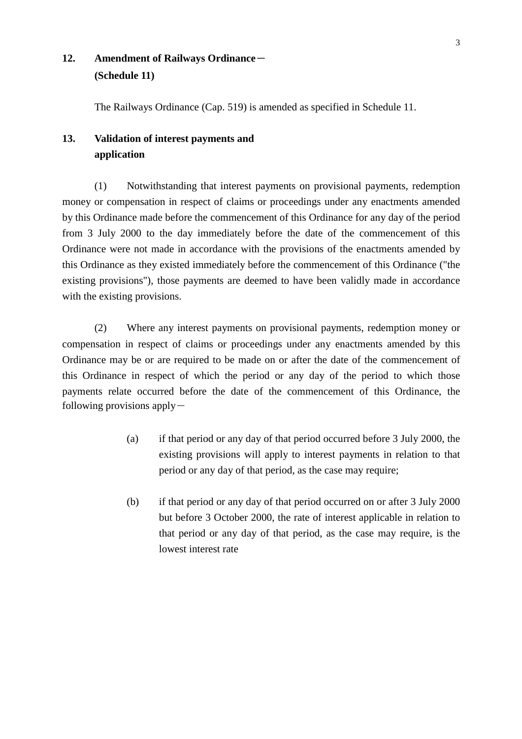**12. Amendment of Railways Ordinance－(Schedule 11)**

The Railways Ordinance (Cap. 519) is amended as specified in Schedule 11.

**13. Validation of interest payments and application**

(1) Notwithstanding that interest payments on provisional payments, redemption money or compensation in respect of claims or proceedings under any enactments amended by this Ordinance made before the commencement of this Ordinance for any day of the period from 3 July 2000 to the day immediately before the date of the commencement of this Ordinance were not made in accordance with the provisions of the enactments amended by this Ordinance as they existed immediately before the commencement of this Ordinance ("the existing provisions"), those payments are deemed to have been validly made in accordance with the existing provisions.

(2) Where any interest payments on provisional payments, redemption money or compensation in respect of claims or proceedings under any enactments amended by this Ordinance may be or are required to be made on or after the date of the commencement of this Ordinance in respect of which the period or any day of the period to which those payments relate occurred before the date of the commencement of this Ordinance, the following provisions apply－

(a) if that period or any day of that period occurred before 3 July 2000, the existing provisions will apply to interest payments in relation to that period or any day of that period, as the case may require;

(b) if that period or any day of that period occurred on or after 3 July 2000 but before 3 October 2000, the rate of interest applicable in relation to that period or any day of that period, as the case may require, is the lowest interest rate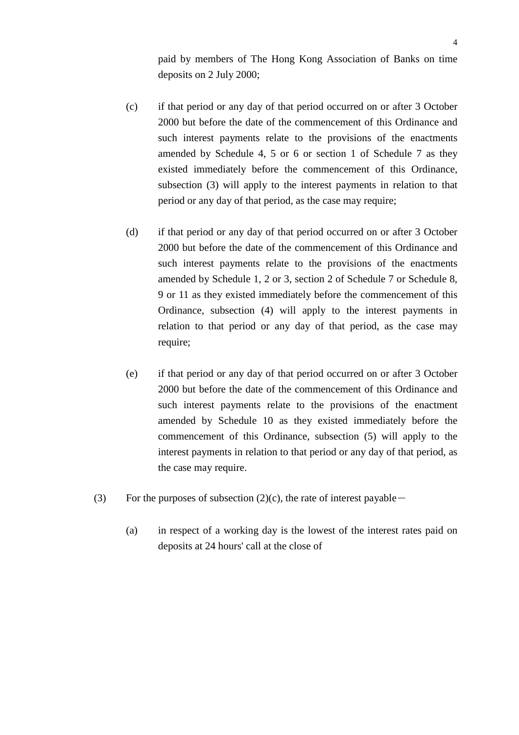paid by members of The Hong Kong Association of Banks on time deposits on 2 July 2000;

(c) if that period or any day of that period occurred on or after 3 October 2000 but before the date of the commencement of this Ordinance and such interest payments relate to the provisions of the enactments amended by Schedule 4, 5 or 6 or section 1 of Schedule 7 as they existed immediately before the commencement of this Ordinance, subsection (3) will apply to the interest payments in relation to that period or any day of that period, as the case may require;

(d) if that period or any day of that period occurred on or after 3 October 2000 but before the date of the commencement of this Ordinance and such interest payments relate to the provisions of the enactments amended by Schedule 1, 2 or 3, section 2 of Schedule 7 or Schedule 8, 9 or 11 as they existed immediately before the commencement of this Ordinance, subsection (4) will apply to the interest payments in relation to that period or any day of that period, as the case may require;

(e) if that period or any day of that period occurred on or after 3 October 2000 but before the date of the commencement of this Ordinance and such interest payments relate to the provisions of the enactment amended by Schedule 10 as they existed immediately before the commencement of this Ordinance, subsection (5) will apply to the interest payments in relation to that period or any day of that period, as the case may require.

(3) For the purposes of subsection (2)(c), the rate of interest payable－

(a) in respect of a working day is the lowest of the interest rates paid on deposits at 24 hours' call at the close of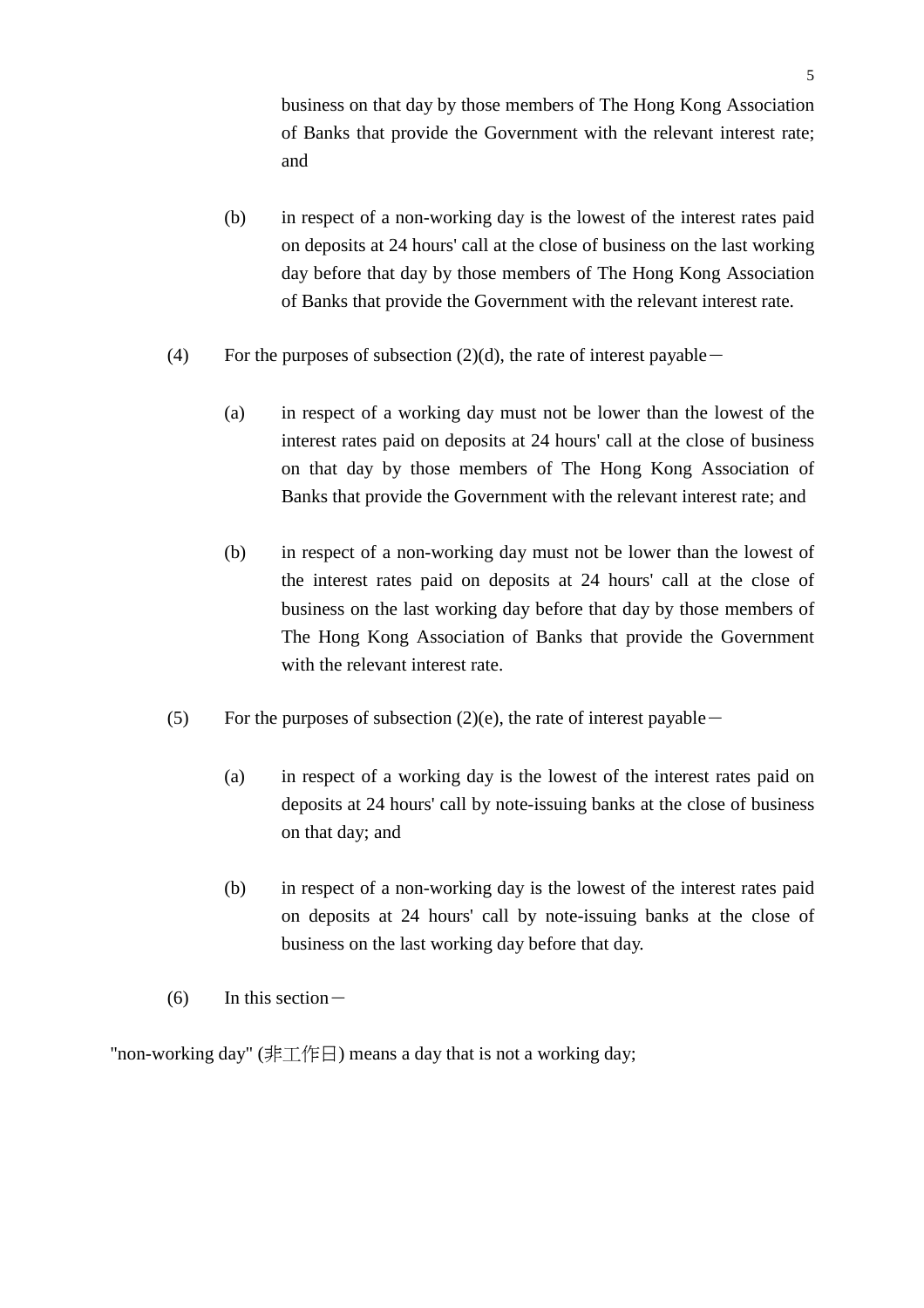business on that day by those members of The Hong Kong Association of Banks that provide the Government with the relevant interest rate; and

(b) in respect of a non-working day is the lowest of the interest rates paid on deposits at 24 hours' call at the close of business on the last working day before that day by those members of The Hong Kong Association of Banks that provide the Government with the relevant interest rate.

(4) For the purposes of subsection (2)(d), the rate of interest payable－

(a) in respect of a working day must not be lower than the lowest of the interest rates paid on deposits at 24 hours' call at the close of business on that day by those members of The Hong Kong Association of Banks that provide the Government with the relevant interest rate; and

(b) in respect of a non-working day must not be lower than the lowest of the interest rates paid on deposits at 24 hours' call at the close of business on the last working day before that day by those members of The Hong Kong Association of Banks that provide the Government with the relevant interest rate.

(5) For the purposes of subsection (2)(e), the rate of interest payable－

(a) in respect of a working day is the lowest of the interest rates paid on deposits at 24 hours' call by note-issuing banks at the close of business on that day; and

(b) in respect of a non-working day is the lowest of the interest rates paid on deposits at 24 hours' call by note-issuing banks at the close of business on the last working day before that day.

(6) In this section－

"non-working day" (非工作日) means a day that is not a working day;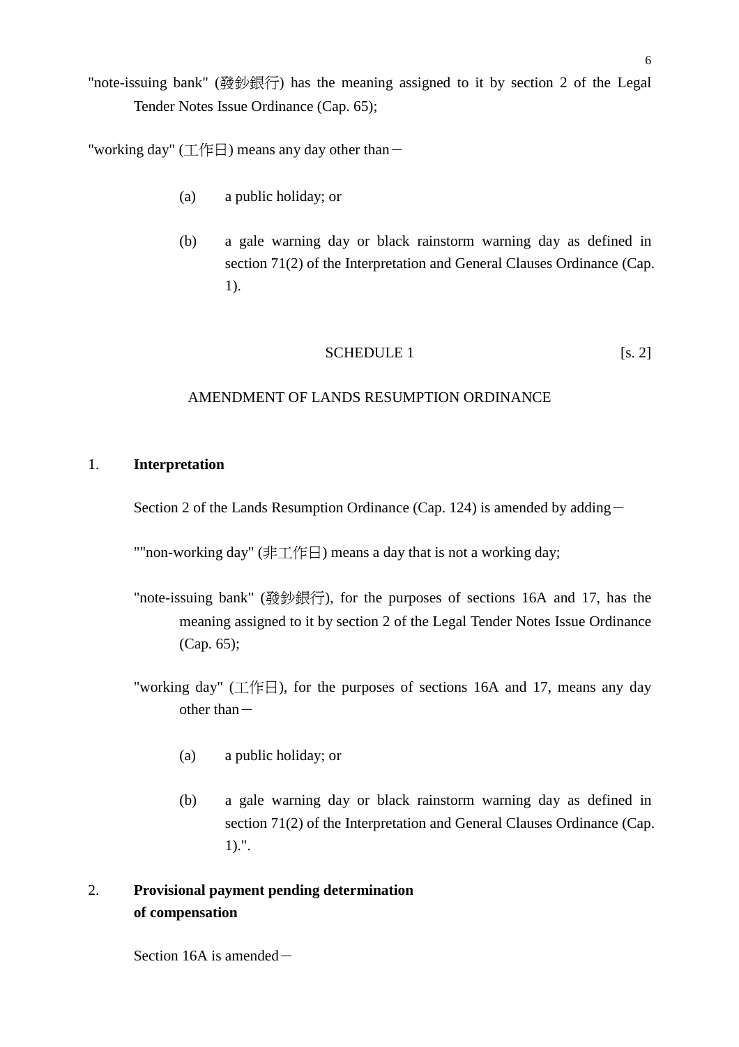"note-issuing bank" (發鈔銀行) has the meaning assigned to it by section 2 of the Legal Tender Notes Issue Ordinance (Cap. 65);

"working day" (工作日) means any day other than－

(a) a public holiday; or

(b) a gale warning day or black rainstorm warning day as defined in section 71(2) of the Interpretation and General Clauses Ordinance (Cap. 1).

SCHEDULE 1 [s. 2]

AMENDMENT OF LANDS RESUMPTION ORDINANCE

1. **Interpretation**

Section 2 of the Lands Resumption Ordinance (Cap. 124) is amended by adding－

""non-working day" (非工作日) means a day that is not a working day;

"note-issuing bank" (發鈔銀行), for the purposes of sections 16A and 17, has the meaning assigned to it by section 2 of the Legal Tender Notes Issue Ordinance (Cap. 65);

"working day" (工作日), for the purposes of sections 16A and 17, means any day other than－

(a) a public holiday; or

(b) a gale warning day or black rainstorm warning day as defined in section 71(2) of the Interpretation and General Clauses Ordinance (Cap. 1).".

2. **Provisional payment pending determination of compensation**

Section 16A is amended－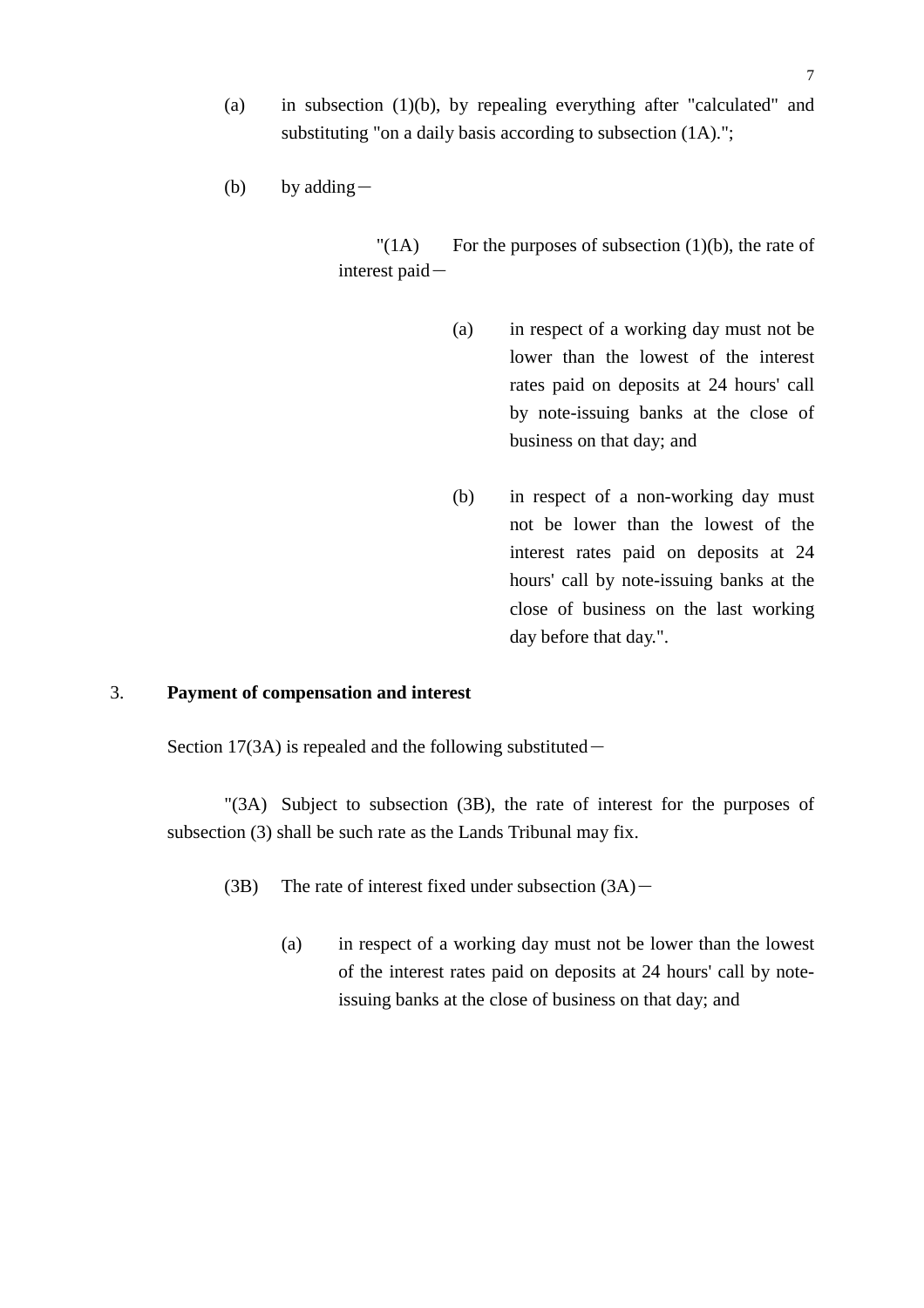(a) in subsection (1)(b), by repealing everything after "calculated" and substituting "on a daily basis according to subsection (1A).";

(b) by adding－

"(1A) For the purposes of subsection (1)(b), the rate of interest paid－

(a) in respect of a working day must not be lower than the lowest of the interest rates paid on deposits at 24 hours' call by note-issuing banks at the close of business on that day; and

(b) in respect of a non-working day must not be lower than the lowest of the interest rates paid on deposits at 24 hours' call by note-issuing banks at the close of business on the last working day before that day.".

3. **Payment of compensation and interest**

Section 17(3A) is repealed and the following substituted－

"(3A) Subject to subsection (3B), the rate of interest for the purposes of subsection (3) shall be such rate as the Lands Tribunal may fix.

(3B) The rate of interest fixed under subsection (3A)－

(a) in respect of a working day must not be lower than the lowest of the interest rates paid on deposits at 24 hours' call by note-issuing banks at the close of business on that day; and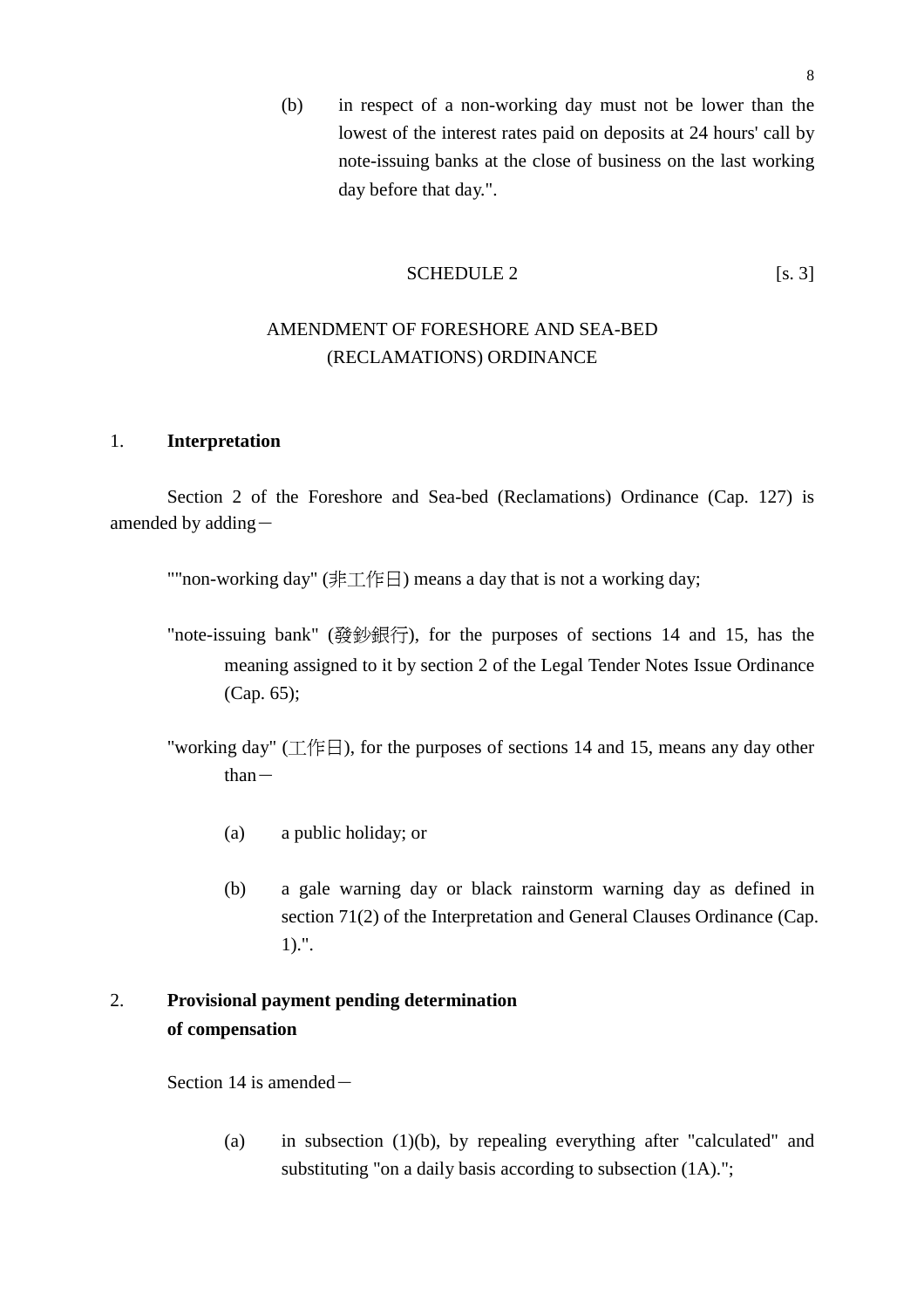(b) in respect of a non-working day must not be lower than the lowest of the interest rates paid on deposits at 24 hours' call by note-issuing banks at the close of business on the last working day before that day.".

SCHEDULE 2 [s. 3]

AMENDMENT OF FORESHORE AND SEA-BED (RECLAMATIONS) ORDINANCE

1. **Interpretation**

Section 2 of the Foreshore and Sea-bed (Reclamations) Ordinance (Cap. 127) is amended by adding－

""non-working day" (非工作日) means a day that is not a working day;

"note-issuing bank" (發鈔銀行), for the purposes of sections 14 and 15, has the meaning assigned to it by section 2 of the Legal Tender Notes Issue Ordinance (Cap. 65);

"working day" (工作日), for the purposes of sections 14 and 15, means any day other than－

(a) a public holiday; or

(b) a gale warning day or black rainstorm warning day as defined in section 71(2) of the Interpretation and General Clauses Ordinance (Cap. 1).".

2. **Provisional payment pending determination of compensation**

Section 14 is amended－

(a) in subsection (1)(b), by repealing everything after "calculated" and substituting "on a daily basis according to subsection (1A).";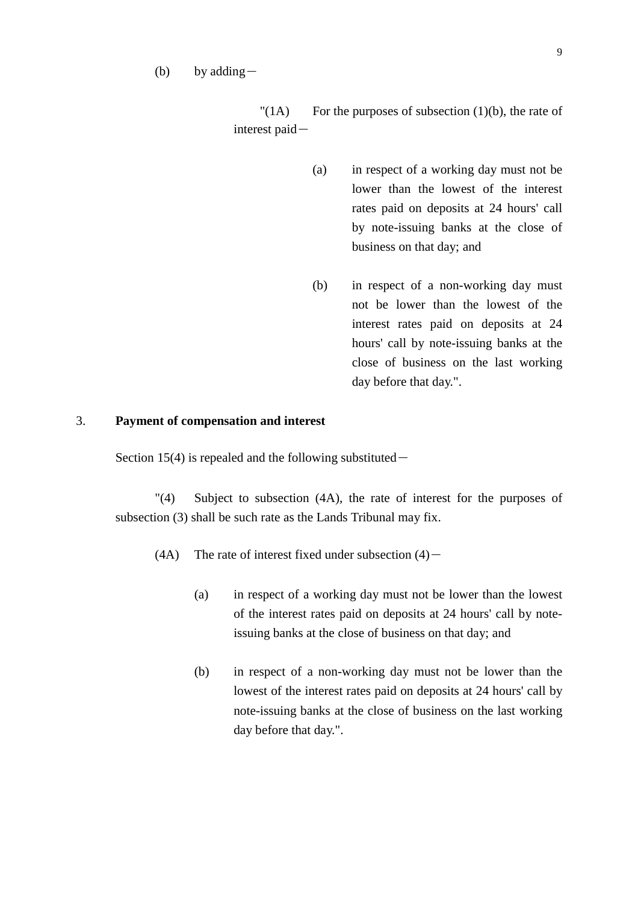(b) by adding－

"(1A) For the purposes of subsection (1)(b), the rate of interest paid－

(a) in respect of a working day must not be lower than the lowest of the interest rates paid on deposits at 24 hours' call by note-issuing banks at the close of business on that day; and

(b) in respect of a non-working day must not be lower than the lowest of the interest rates paid on deposits at 24 hours' call by note-issuing banks at the close of business on the last working day before that day.".

3. **Payment of compensation and interest**

Section 15(4) is repealed and the following substituted－

"(4) Subject to subsection (4A), the rate of interest for the purposes of subsection (3) shall be such rate as the Lands Tribunal may fix.

(4A) The rate of interest fixed under subsection (4)－

(a) in respect of a working day must not be lower than the lowest of the interest rates paid on deposits at 24 hours' call by note-issuing banks at the close of business on that day; and

(b) in respect of a non-working day must not be lower than the lowest of the interest rates paid on deposits at 24 hours' call by note-issuing banks at the close of business on the last working day before that day.".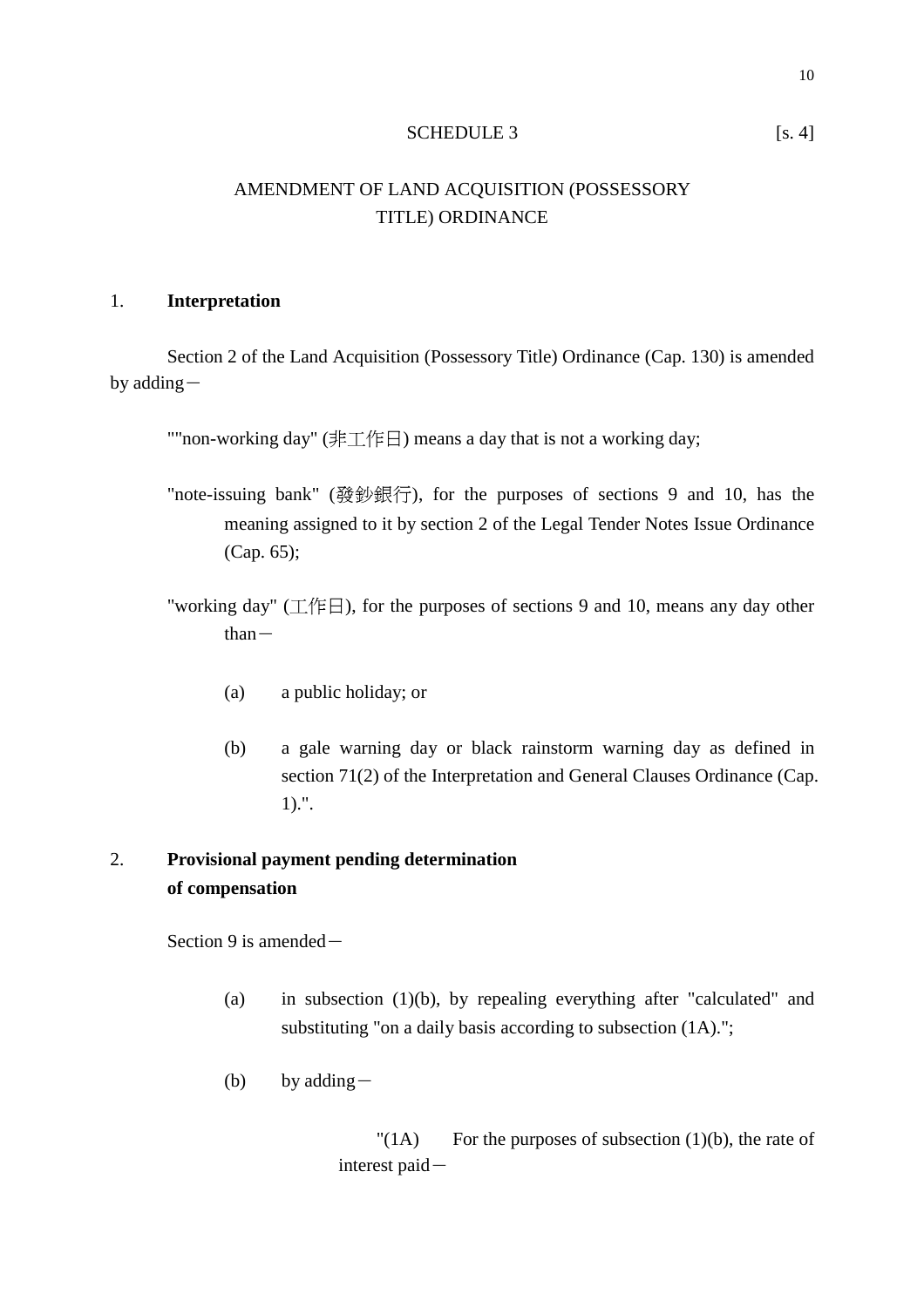SCHEDULE 3 [s. 4]

AMENDMENT OF LAND ACQUISITION (POSSESSORY TITLE) ORDINANCE

1. **Interpretation**

Section 2 of the Land Acquisition (Possessory Title) Ordinance (Cap. 130) is amended by adding－

""non-working day" (非工作日) means a day that is not a working day;

"note-issuing bank" (發鈔銀行), for the purposes of sections 9 and 10, has the meaning assigned to it by section 2 of the Legal Tender Notes Issue Ordinance (Cap. 65);

"working day" (工作日), for the purposes of sections 9 and 10, means any day other than－

(a) a public holiday; or

(b) a gale warning day or black rainstorm warning day as defined in section 71(2) of the Interpretation and General Clauses Ordinance (Cap. 1).".

2. **Provisional payment pending determination of compensation**

Section 9 is amended－

(a) in subsection (1)(b), by repealing everything after "calculated" and substituting "on a daily basis according to subsection (1A).";

(b) by adding－

"(1A) For the purposes of subsection (1)(b), the rate of interest paid－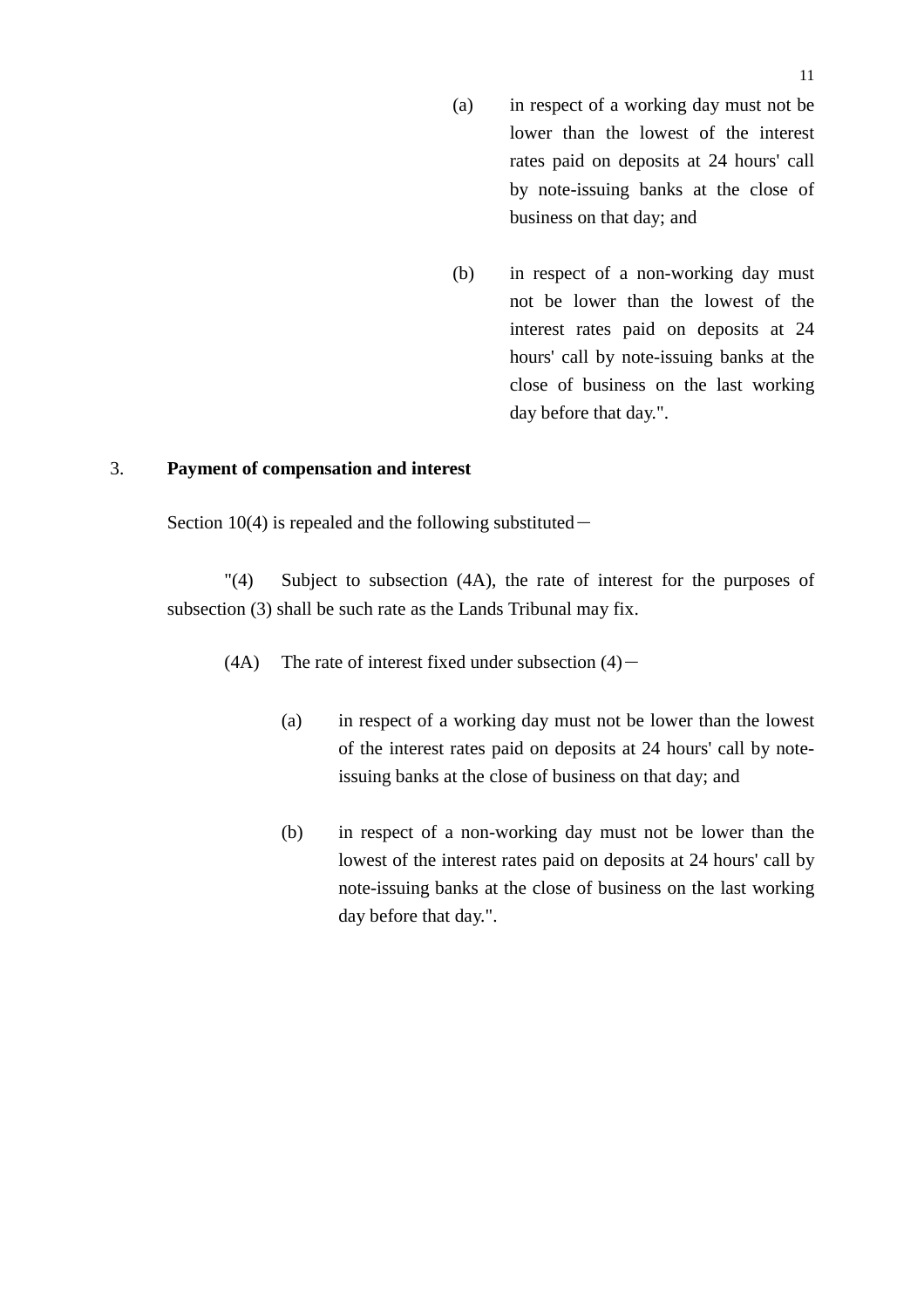(a) in respect of a working day must not be lower than the lowest of the interest rates paid on deposits at 24 hours' call by note-issuing banks at the close of business on that day; and

(b) in respect of a non-working day must not be lower than the lowest of the interest rates paid on deposits at 24 hours' call by note-issuing banks at the close of business on the last working day before that day.".

3. **Payment of compensation and interest**

Section 10(4) is repealed and the following substituted－

"(4) Subject to subsection (4A), the rate of interest for the purposes of subsection (3) shall be such rate as the Lands Tribunal may fix.

(4A) The rate of interest fixed under subsection (4)－

(a) in respect of a working day must not be lower than the lowest of the interest rates paid on deposits at 24 hours' call by note-issuing banks at the close of business on that day; and

(b) in respect of a non-working day must not be lower than the lowest of the interest rates paid on deposits at 24 hours' call by note-issuing banks at the close of business on the last working day before that day.".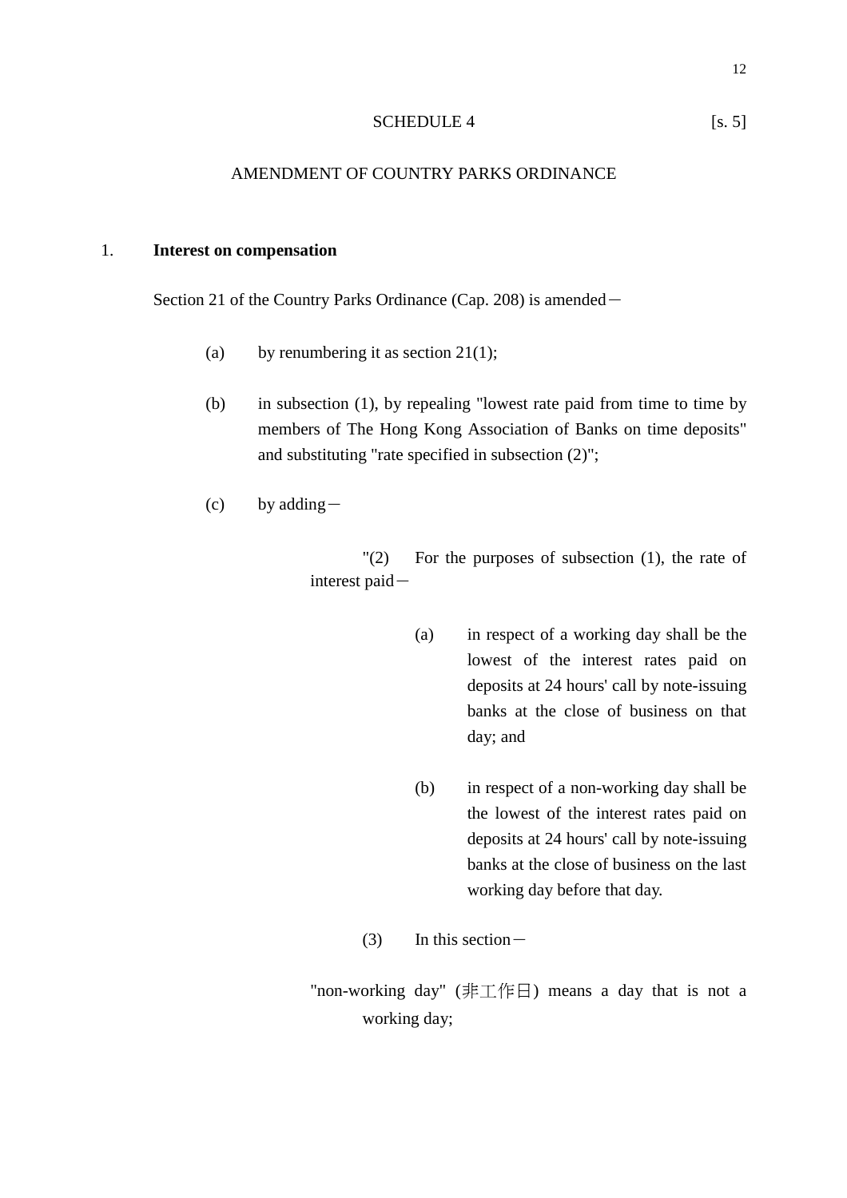SCHEDULE 4 [s. 5]

AMENDMENT OF COUNTRY PARKS ORDINANCE

1. **Interest on compensation**

Section 21 of the Country Parks Ordinance (Cap. 208) is amended－

(a) by renumbering it as section 21(1);

(b) in subsection (1), by repealing "lowest rate paid from time to time by members of The Hong Kong Association of Banks on time deposits" and substituting "rate specified in subsection (2)";

(c) by adding－

"(2) For the purposes of subsection (1), the rate of interest paid－

(a) in respect of a working day shall be the lowest of the interest rates paid on deposits at 24 hours' call by note-issuing banks at the close of business on that day; and

(b) in respect of a non-working day shall be the lowest of the interest rates paid on deposits at 24 hours' call by note-issuing banks at the close of business on the last working day before that day.

(3) In this section－

"non-working day" (非工作日) means a day that is not a working day;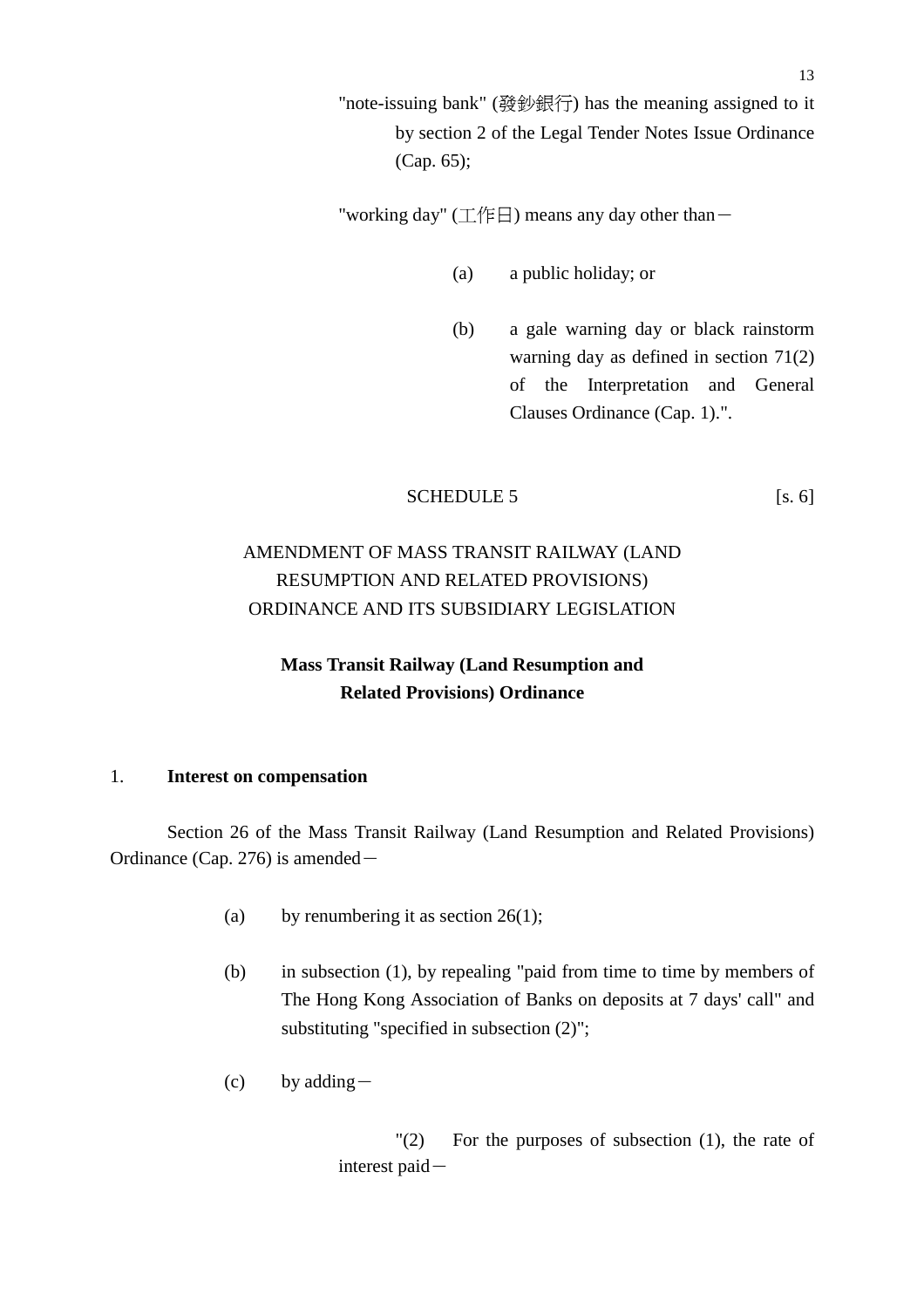"note-issuing bank" (發鈔銀行) has the meaning assigned to it by section 2 of the Legal Tender Notes Issue Ordinance (Cap. 65);

"working day" (工作日) means any day other than－

(a) a public holiday; or

(b) a gale warning day or black rainstorm warning day as defined in section 71(2) of the Interpretation and General Clauses Ordinance (Cap. 1).".

SCHEDULE 5 [s. 6]

AMENDMENT OF MASS TRANSIT RAILWAY (LAND RESUMPTION AND RELATED PROVISIONS) ORDINANCE AND ITS SUBSIDIARY LEGISLATION

**Mass Transit Railway (Land Resumption and Related Provisions) Ordinance**

1. **Interest on compensation**

Section 26 of the Mass Transit Railway (Land Resumption and Related Provisions) Ordinance (Cap. 276) is amended－

(a) by renumbering it as section 26(1);

(b) in subsection (1), by repealing "paid from time to time by members of The Hong Kong Association of Banks on deposits at 7 days' call" and substituting "specified in subsection (2)";

(c) by adding－

"(2) For the purposes of subsection (1), the rate of interest paid－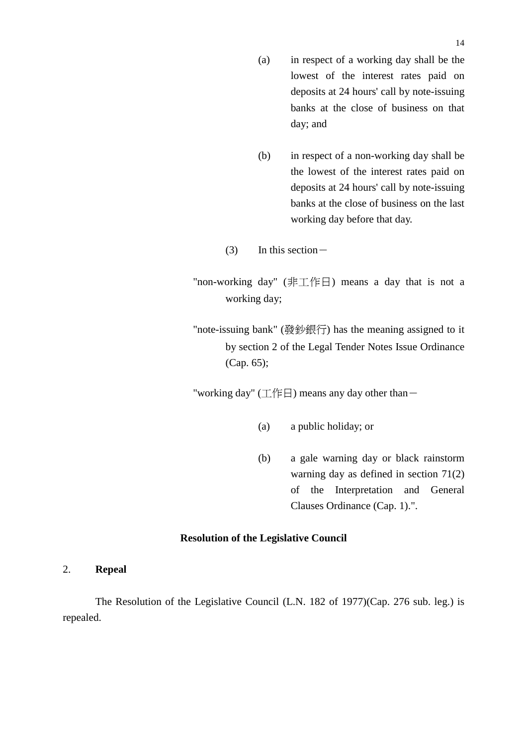(a) in respect of a working day shall be the lowest of the interest rates paid on deposits at 24 hours' call by note-issuing banks at the close of business on that day; and

(b) in respect of a non-working day shall be the lowest of the interest rates paid on deposits at 24 hours' call by note-issuing banks at the close of business on the last working day before that day.

(3) In this section－

"non-working day" (非工作日) means a day that is not a working day;

"note-issuing bank" (發鈔銀行) has the meaning assigned to it by section 2 of the Legal Tender Notes Issue Ordinance (Cap. 65);

"working day" (工作日) means any day other than－

(a) a public holiday; or

(b) a gale warning day or black rainstorm warning day as defined in section 71(2) of the Interpretation and General Clauses Ordinance (Cap. 1).".

**Resolution of the Legislative Council**

2. **Repeal**

The Resolution of the Legislative Council (L.N. 182 of 1977)(Cap. 276 sub. leg.) is repealed.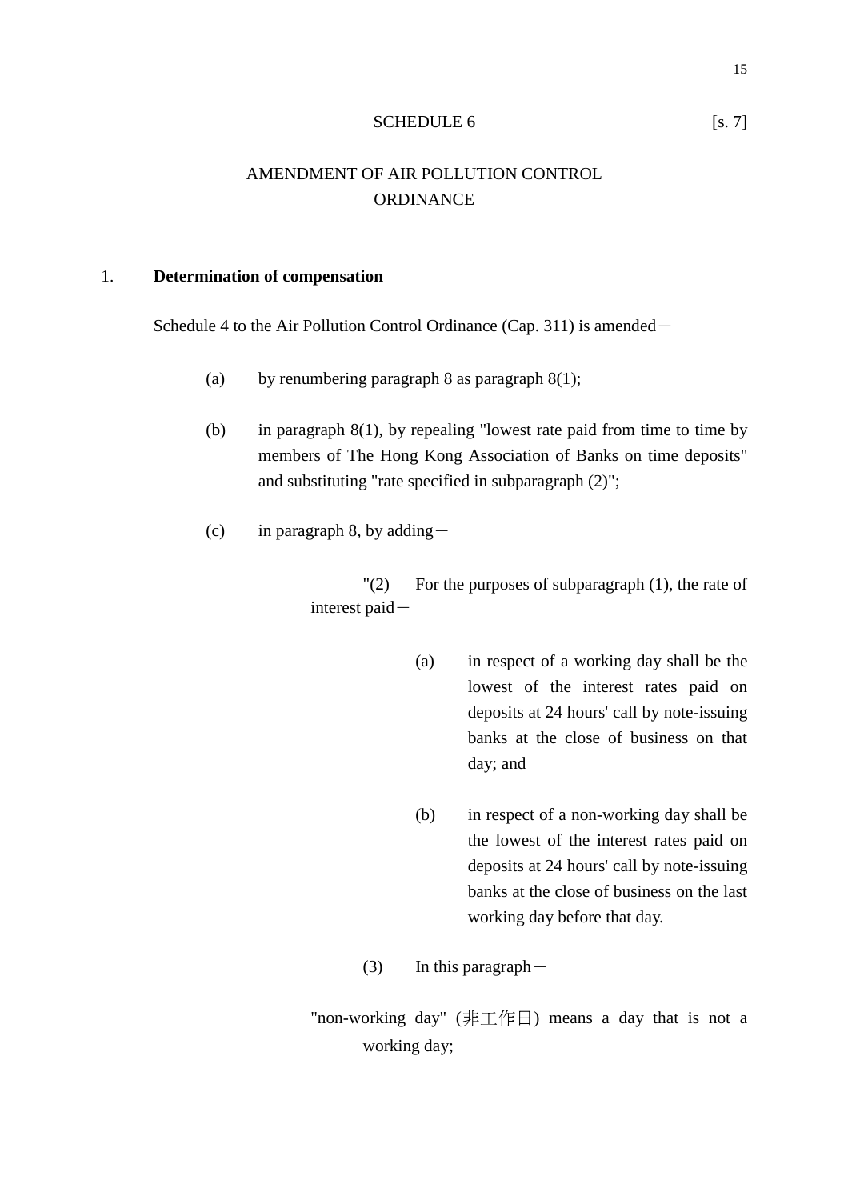SCHEDULE 6 [s. 7]

AMENDMENT OF AIR POLLUTION CONTROL ORDINANCE

1. **Determination of compensation**

Schedule 4 to the Air Pollution Control Ordinance (Cap. 311) is amended－

(a) by renumbering paragraph 8 as paragraph 8(1);

(b) in paragraph 8(1), by repealing "lowest rate paid from time to time by members of The Hong Kong Association of Banks on time deposits" and substituting "rate specified in subparagraph (2)";

(c) in paragraph 8, by adding－

"(2) For the purposes of subparagraph (1), the rate of interest paid－

(a) in respect of a working day shall be the lowest of the interest rates paid on deposits at 24 hours' call by note-issuing banks at the close of business on that day; and

(b) in respect of a non-working day shall be the lowest of the interest rates paid on deposits at 24 hours' call by note-issuing banks at the close of business on the last working day before that day.

(3) In this paragraph－

"non-working day" (非工作日) means a day that is not a working day;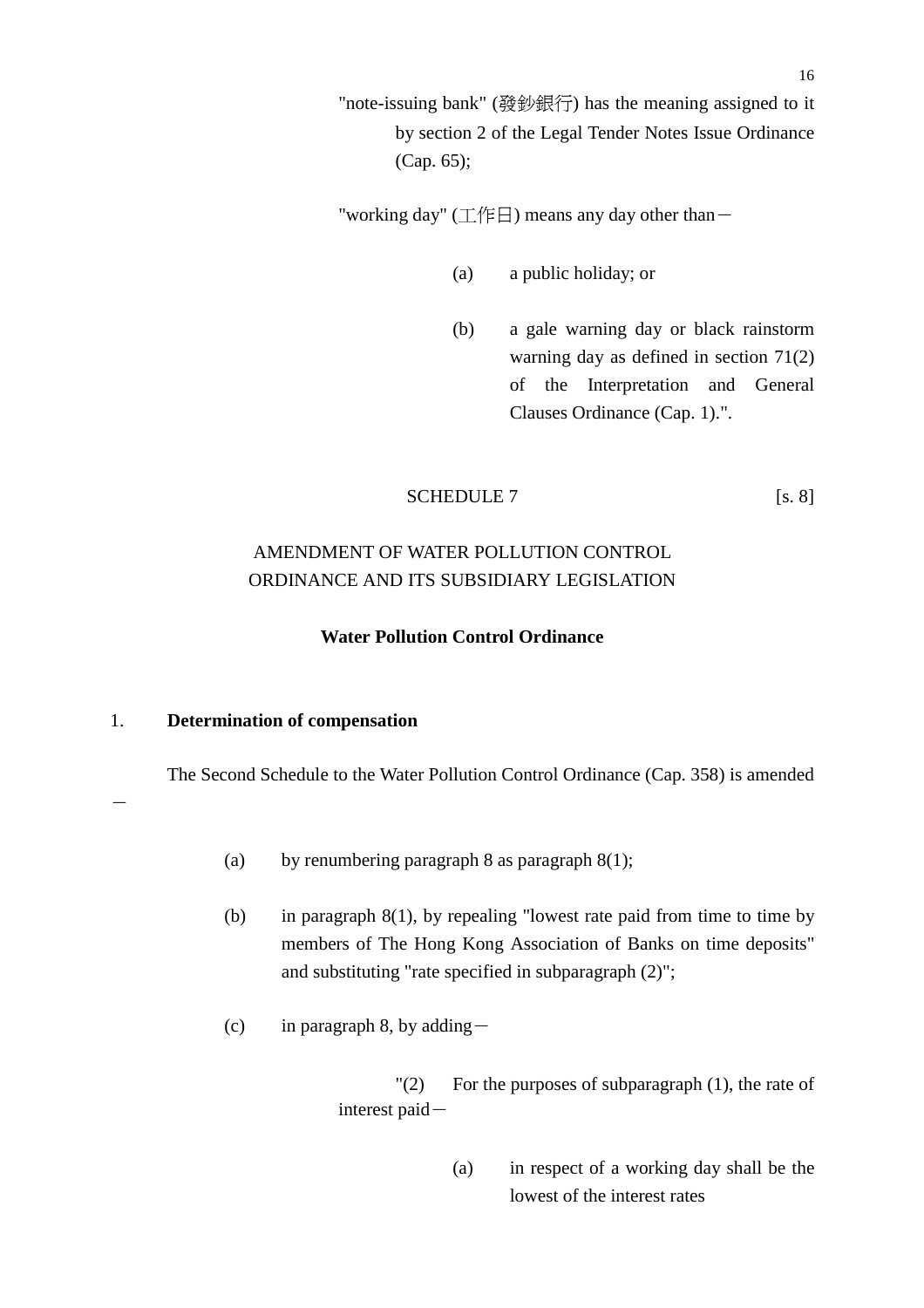"note-issuing bank" (發鈔銀行) has the meaning assigned to it by section 2 of the Legal Tender Notes Issue Ordinance (Cap. 65);

"working day" (工作日) means any day other than－

(a) a public holiday; or

(b) a gale warning day or black rainstorm warning day as defined in section 71(2) of the Interpretation and General Clauses Ordinance (Cap. 1).".

SCHEDULE 7 [s. 8]

AMENDMENT OF WATER POLLUTION CONTROL ORDINANCE AND ITS SUBSIDIARY LEGISLATION

**Water Pollution Control Ordinance**

1. **Determination of compensation**

The Second Schedule to the Water Pollution Control Ordinance (Cap. 358) is amended－

(a) by renumbering paragraph 8 as paragraph 8(1);

(b) in paragraph 8(1), by repealing "lowest rate paid from time to time by members of The Hong Kong Association of Banks on time deposits" and substituting "rate specified in subparagraph (2)";

(c) in paragraph 8, by adding－

"(2) For the purposes of subparagraph (1), the rate of interest paid－

(a) in respect of a working day shall be the lowest of the interest rates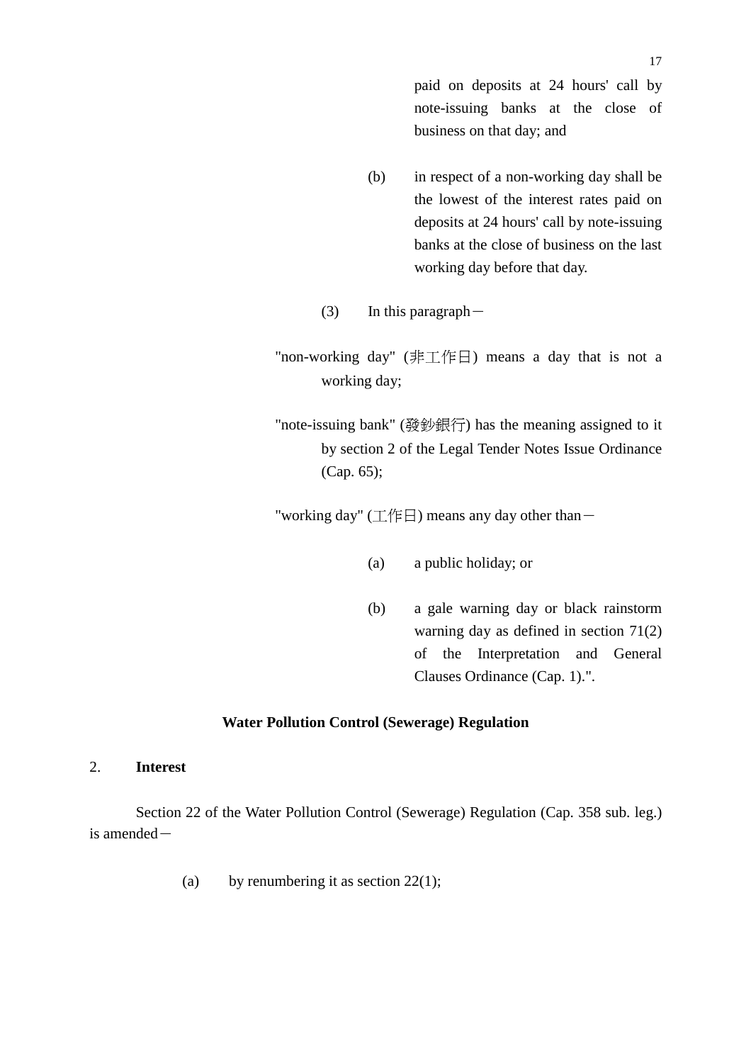paid on deposits at 24 hours' call by note-issuing banks at the close of business on that day; and

(b) in respect of a non-working day shall be the lowest of the interest rates paid on deposits at 24 hours' call by note-issuing banks at the close of business on the last working day before that day.

(3) In this paragraph－

"non-working day" (非工作日) means a day that is not a working day;

"note-issuing bank" (發鈔銀行) has the meaning assigned to it by section 2 of the Legal Tender Notes Issue Ordinance (Cap. 65);

"working day" (工作日) means any day other than－

(a) a public holiday; or

(b) a gale warning day or black rainstorm warning day as defined in section 71(2) of the Interpretation and General Clauses Ordinance (Cap. 1).".

**Water Pollution Control (Sewerage) Regulation**

2. **Interest**

Section 22 of the Water Pollution Control (Sewerage) Regulation (Cap. 358 sub. leg.) is amended－

(a) by renumbering it as section 22(1);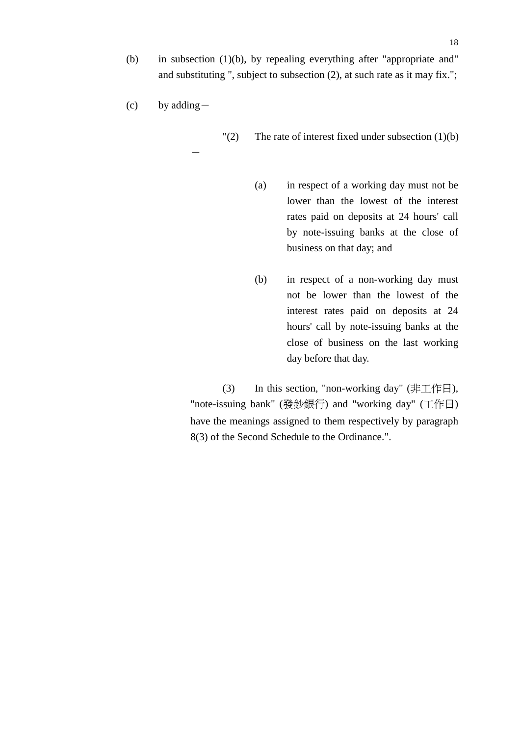(b) in subsection (1)(b), by repealing everything after "appropriate and" and substituting ", subject to subsection (2), at such rate as it may fix.";

(c) by adding－

"(2) The rate of interest fixed under subsection (1)(b) －

(a) in respect of a working day must not be lower than the lowest of the interest rates paid on deposits at 24 hours' call by note-issuing banks at the close of business on that day; and

(b) in respect of a non-working day must not be lower than the lowest of the interest rates paid on deposits at 24 hours' call by note-issuing banks at the close of business on the last working day before that day.

(3) In this section, "non-working day" (非工作日), "note-issuing bank" (發鈔銀行) and "working day" (工作日) have the meanings assigned to them respectively by paragraph 8(3) of the Second Schedule to the Ordinance.".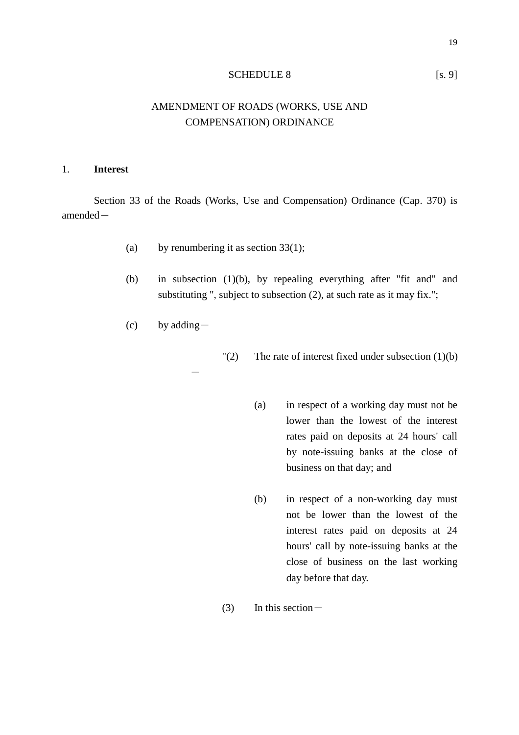SCHEDULE 8 [s. 9]

AMENDMENT OF ROADS (WORKS, USE AND COMPENSATION) ORDINANCE

1. **Interest**

Section 33 of the Roads (Works, Use and Compensation) Ordinance (Cap. 370) is amended－

(a) by renumbering it as section 33(1);

(b) in subsection (1)(b), by repealing everything after "fit and" and substituting ", subject to subsection (2), at such rate as it may fix.";

(c) by adding－

"(2) The rate of interest fixed under subsection (1)(b)－

(a) in respect of a working day must not be lower than the lowest of the interest rates paid on deposits at 24 hours' call by note-issuing banks at the close of business on that day; and

(b) in respect of a non-working day must not be lower than the lowest of the interest rates paid on deposits at 24 hours' call by note-issuing banks at the close of business on the last working day before that day.

(3) In this section－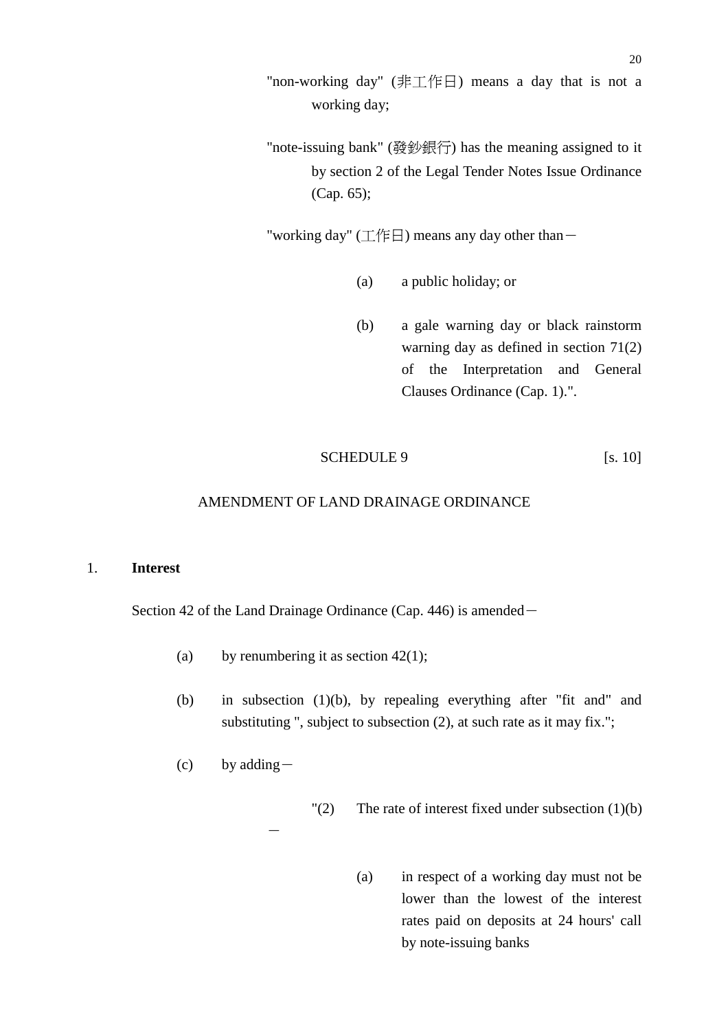"non-working day" (非工作日) means a day that is not a working day;

"note-issuing bank" (發鈔銀行) has the meaning assigned to it by section 2 of the Legal Tender Notes Issue Ordinance (Cap. 65);

"working day" (工作日) means any day other than－

(a) a public holiday; or

(b) a gale warning day or black rainstorm warning day as defined in section 71(2) of the Interpretation and General Clauses Ordinance (Cap. 1).".

SCHEDULE 9 [s. 10]

AMENDMENT OF LAND DRAINAGE ORDINANCE

1. **Interest**

Section 42 of the Land Drainage Ordinance (Cap. 446) is amended－

(a) by renumbering it as section 42(1);

(b) in subsection (1)(b), by repealing everything after "fit and" and substituting ", subject to subsection (2), at such rate as it may fix.";

(c) by adding－

"(2) The rate of interest fixed under subsection (1)(b) －

(a) in respect of a working day must not be lower than the lowest of the interest rates paid on deposits at 24 hours' call by note-issuing banks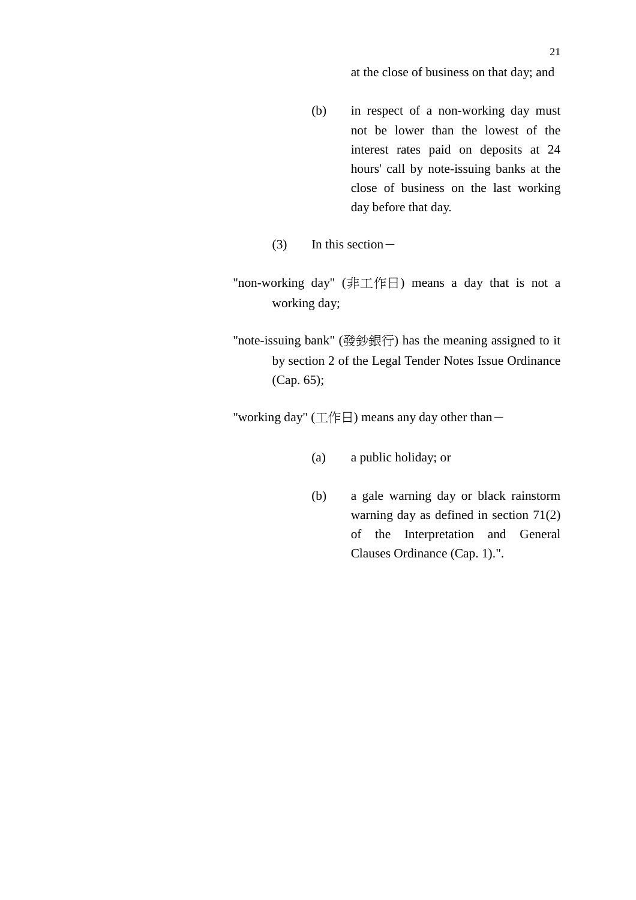at the close of business on that day; and

(b) in respect of a non-working day must not be lower than the lowest of the interest rates paid on deposits at 24 hours' call by note-issuing banks at the close of business on the last working day before that day.

(3) In this section－

"non-working day" (非工作日) means a day that is not a working day;

"note-issuing bank" (發鈔銀行) has the meaning assigned to it by section 2 of the Legal Tender Notes Issue Ordinance (Cap. 65);

"working day" (工作日) means any day other than－

(a) a public holiday; or

(b) a gale warning day or black rainstorm warning day as defined in section 71(2) of the Interpretation and General Clauses Ordinance (Cap. 1).".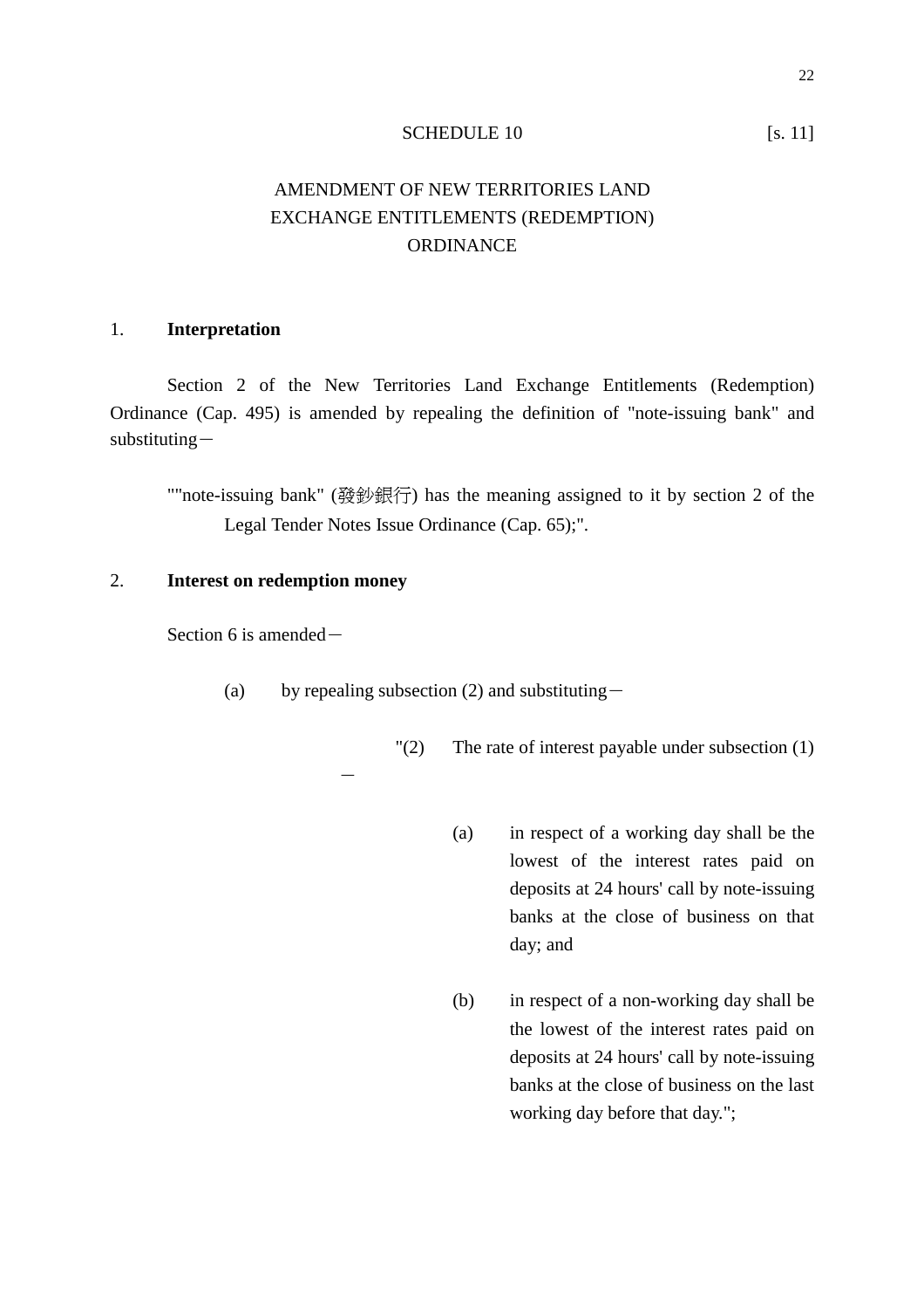SCHEDULE 10 [s. 11]

AMENDMENT OF NEW TERRITORIES LAND EXCHANGE ENTITLEMENTS (REDEMPTION) ORDINANCE

1. **Interpretation**

Section 2 of the New Territories Land Exchange Entitlements (Redemption) Ordinance (Cap. 495) is amended by repealing the definition of "note-issuing bank" and substituting－

""note-issuing bank" (發鈔銀行) has the meaning assigned to it by section 2 of the Legal Tender Notes Issue Ordinance (Cap. 65);".

2. **Interest on redemption money**

Section 6 is amended－

(a) by repealing subsection (2) and substituting－

"(2) The rate of interest payable under subsection (1)－

(a) in respect of a working day shall be the lowest of the interest rates paid on deposits at 24 hours' call by note-issuing banks at the close of business on that day; and

(b) in respect of a non-working day shall be the lowest of the interest rates paid on deposits at 24 hours' call by note-issuing banks at the close of business on the last working day before that day.";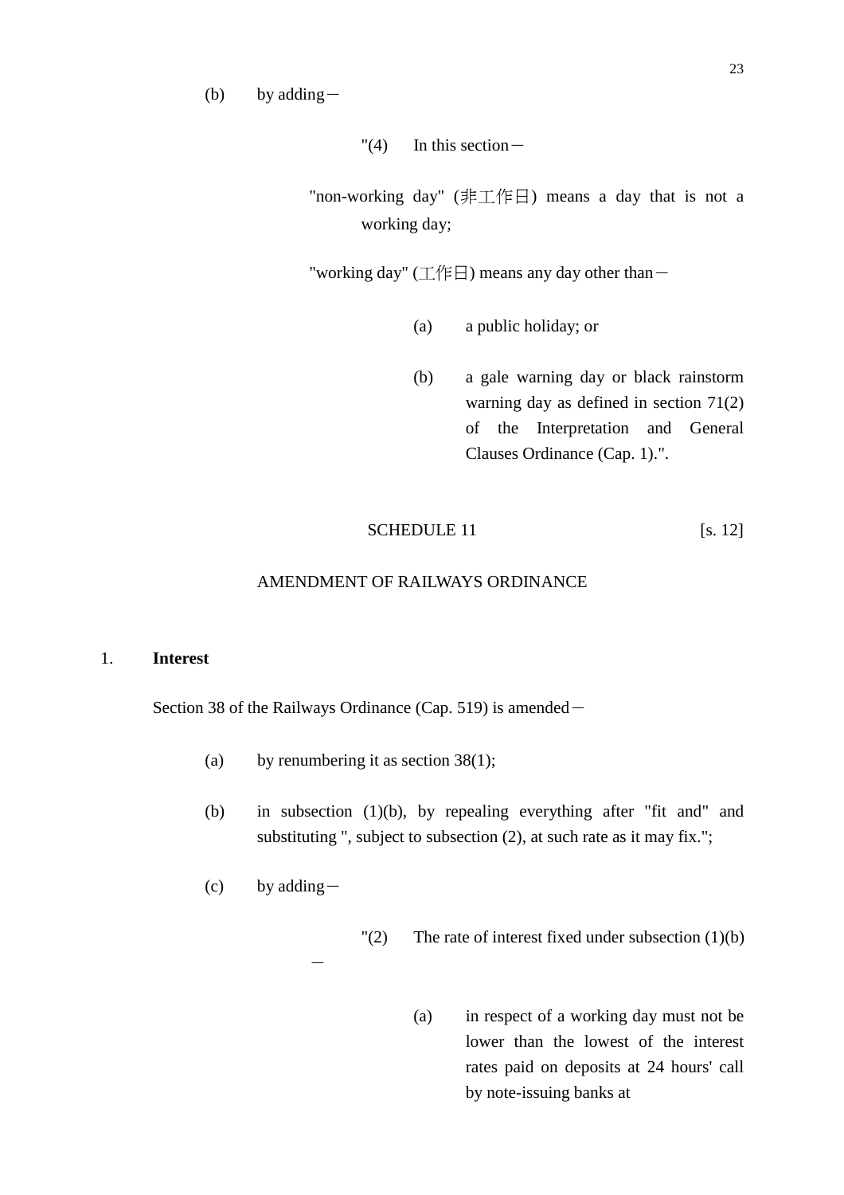(b) by adding－

"(4) In this section－

"non-working day" (非工作日) means a day that is not a working day;

"working day" (工作日) means any day other than－

(a) a public holiday; or

(b) a gale warning day or black rainstorm warning day as defined in section 71(2) of the Interpretation and General Clauses Ordinance (Cap. 1).".

SCHEDULE 11 [s. 12]

AMENDMENT OF RAILWAYS ORDINANCE

1. **Interest**

Section 38 of the Railways Ordinance (Cap. 519) is amended－

(a) by renumbering it as section 38(1);

(b) in subsection (1)(b), by repealing everything after "fit and" and substituting ", subject to subsection (2), at such rate as it may fix.";

(c) by adding－

"(2) The rate of interest fixed under subsection (1)(b) －

(a) in respect of a working day must not be lower than the lowest of the interest rates paid on deposits at 24 hours' call by note-issuing banks at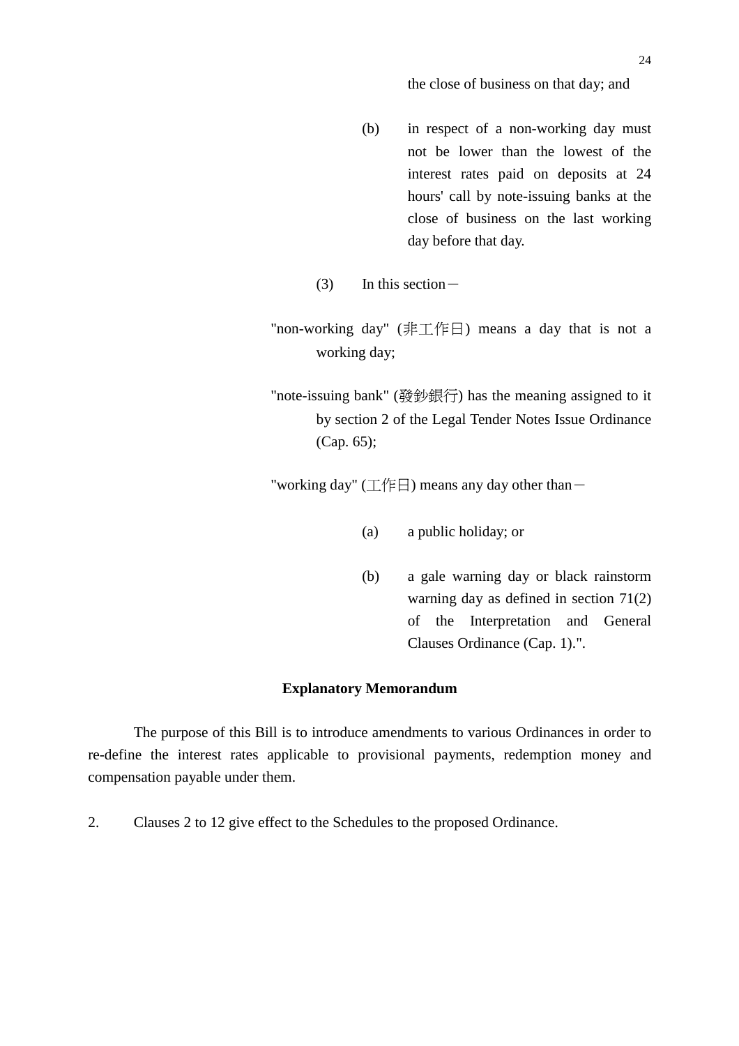the close of business on that day; and

(b) in respect of a non-working day must not be lower than the lowest of the interest rates paid on deposits at 24 hours' call by note-issuing banks at the close of business on the last working day before that day.

(3) In this section－

"non-working day" (非工作日) means a day that is not a working day;

"note-issuing bank" (發鈔銀行) has the meaning assigned to it by section 2 of the Legal Tender Notes Issue Ordinance (Cap. 65);

"working day" (工作日) means any day other than－

(a) a public holiday; or

(b) a gale warning day or black rainstorm warning day as defined in section 71(2) of the Interpretation and General Clauses Ordinance (Cap. 1).".

**Explanatory Memorandum**

The purpose of this Bill is to introduce amendments to various Ordinances in order to re-define the interest rates applicable to provisional payments, redemption money and compensation payable under them.

2. Clauses 2 to 12 give effect to the Schedules to the proposed Ordinance.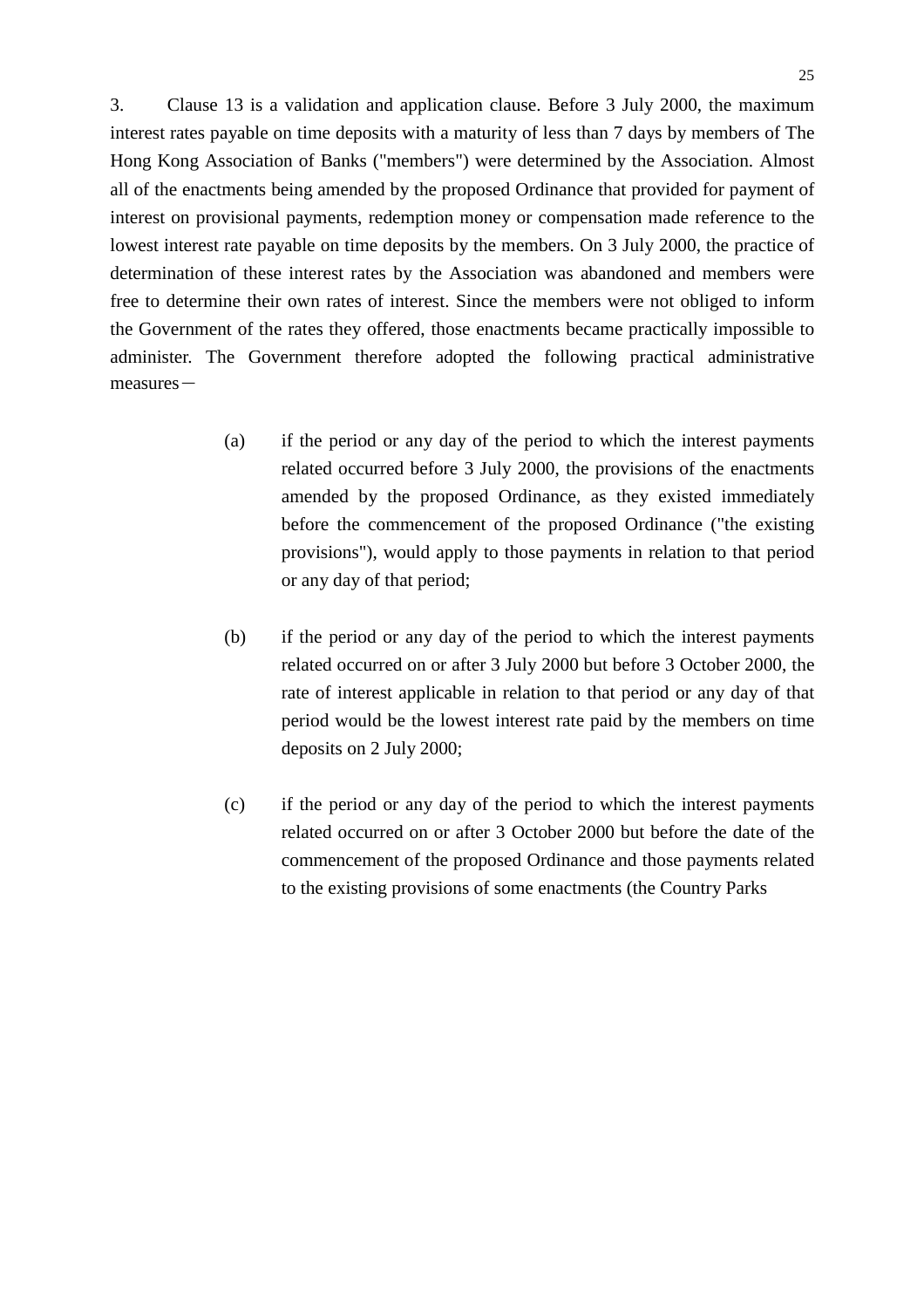3. Clause 13 is a validation and application clause. Before 3 July 2000, the maximum interest rates payable on time deposits with a maturity of less than 7 days by members of The Hong Kong Association of Banks ("members") were determined by the Association. Almost all of the enactments being amended by the proposed Ordinance that provided for payment of interest on provisional payments, redemption money or compensation made reference to the lowest interest rate payable on time deposits by the members. On 3 July 2000, the practice of determination of these interest rates by the Association was abandoned and members were free to determine their own rates of interest. Since the members were not obliged to inform the Government of the rates they offered, those enactments became practically impossible to administer. The Government therefore adopted the following practical administrative measures－

(a) if the period or any day of the period to which the interest payments related occurred before 3 July 2000, the provisions of the enactments amended by the proposed Ordinance, as they existed immediately before the commencement of the proposed Ordinance ("the existing provisions"), would apply to those payments in relation to that period or any day of that period;

(b) if the period or any day of the period to which the interest payments related occurred on or after 3 July 2000 but before 3 October 2000, the rate of interest applicable in relation to that period or any day of that period would be the lowest interest rate paid by the members on time deposits on 2 July 2000;

(c) if the period or any day of the period to which the interest payments related occurred on or after 3 October 2000 but before the date of the commencement of the proposed Ordinance and those payments related to the existing provisions of some enactments (the Country Parks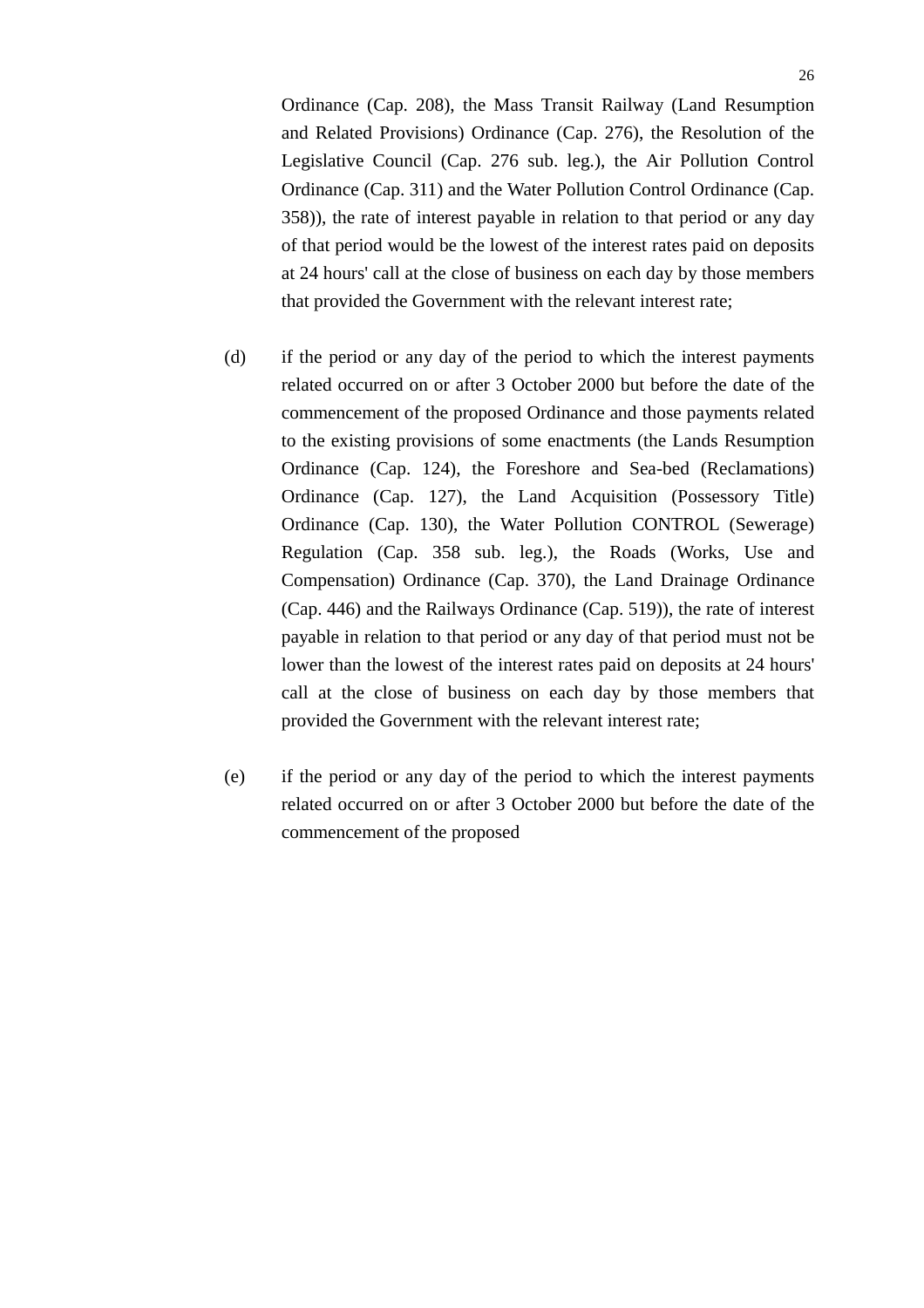Ordinance (Cap. 208), the Mass Transit Railway (Land Resumption and Related Provisions) Ordinance (Cap. 276), the Resolution of the Legislative Council (Cap. 276 sub. leg.), the Air Pollution Control Ordinance (Cap. 311) and the Water Pollution Control Ordinance (Cap. 358)), the rate of interest payable in relation to that period or any day of that period would be the lowest of the interest rates paid on deposits at 24 hours' call at the close of business on each day by those members that provided the Government with the relevant interest rate;

(d) if the period or any day of the period to which the interest payments related occurred on or after 3 October 2000 but before the date of the commencement of the proposed Ordinance and those payments related to the existing provisions of some enactments (the Lands Resumption Ordinance (Cap. 124), the Foreshore and Sea-bed (Reclamations) Ordinance (Cap. 127), the Land Acquisition (Possessory Title) Ordinance (Cap. 130), the Water Pollution CONTROL (Sewerage) Regulation (Cap. 358 sub. leg.), the Roads (Works, Use and Compensation) Ordinance (Cap. 370), the Land Drainage Ordinance (Cap. 446) and the Railways Ordinance (Cap. 519)), the rate of interest payable in relation to that period or any day of that period must not be lower than the lowest of the interest rates paid on deposits at 24 hours' call at the close of business on each day by those members that provided the Government with the relevant interest rate;

(e) if the period or any day of the period to which the interest payments related occurred on or after 3 October 2000 but before the date of the commencement of the proposed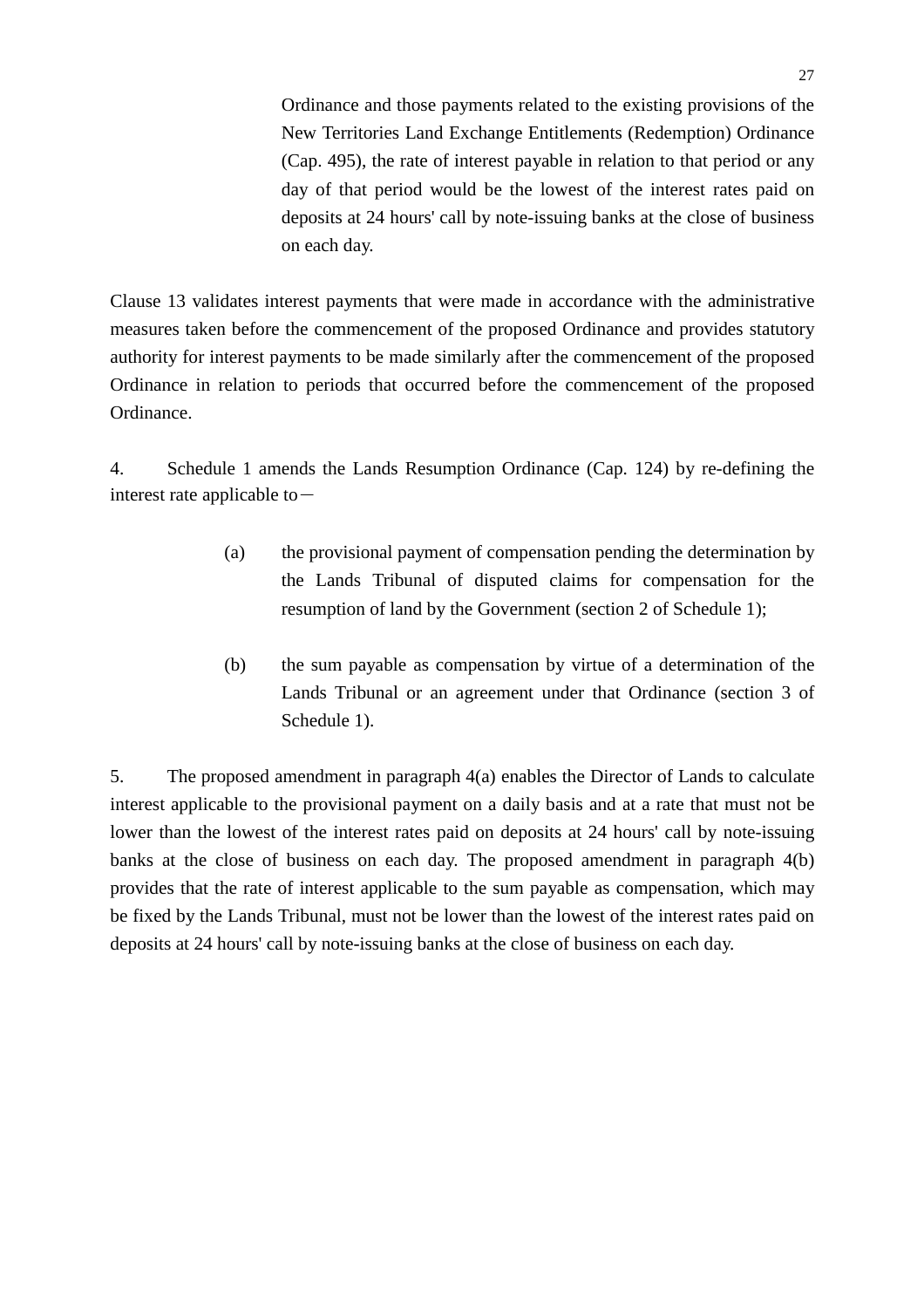Ordinance and those payments related to the existing provisions of the New Territories Land Exchange Entitlements (Redemption) Ordinance (Cap. 495), the rate of interest payable in relation to that period or any day of that period would be the lowest of the interest rates paid on deposits at 24 hours' call by note-issuing banks at the close of business on each day.

Clause 13 validates interest payments that were made in accordance with the administrative measures taken before the commencement of the proposed Ordinance and provides statutory authority for interest payments to be made similarly after the commencement of the proposed Ordinance in relation to periods that occurred before the commencement of the proposed Ordinance.

4. Schedule 1 amends the Lands Resumption Ordinance (Cap. 124) by re-defining the interest rate applicable to－

(a) the provisional payment of compensation pending the determination by the Lands Tribunal of disputed claims for compensation for the resumption of land by the Government (section 2 of Schedule 1);

(b) the sum payable as compensation by virtue of a determination of the Lands Tribunal or an agreement under that Ordinance (section 3 of Schedule 1).

5. The proposed amendment in paragraph 4(a) enables the Director of Lands to calculate interest applicable to the provisional payment on a daily basis and at a rate that must not be lower than the lowest of the interest rates paid on deposits at 24 hours' call by note-issuing banks at the close of business on each day. The proposed amendment in paragraph 4(b) provides that the rate of interest applicable to the sum payable as compensation, which may be fixed by the Lands Tribunal, must not be lower than the lowest of the interest rates paid on deposits at 24 hours' call by note-issuing banks at the close of business on each day.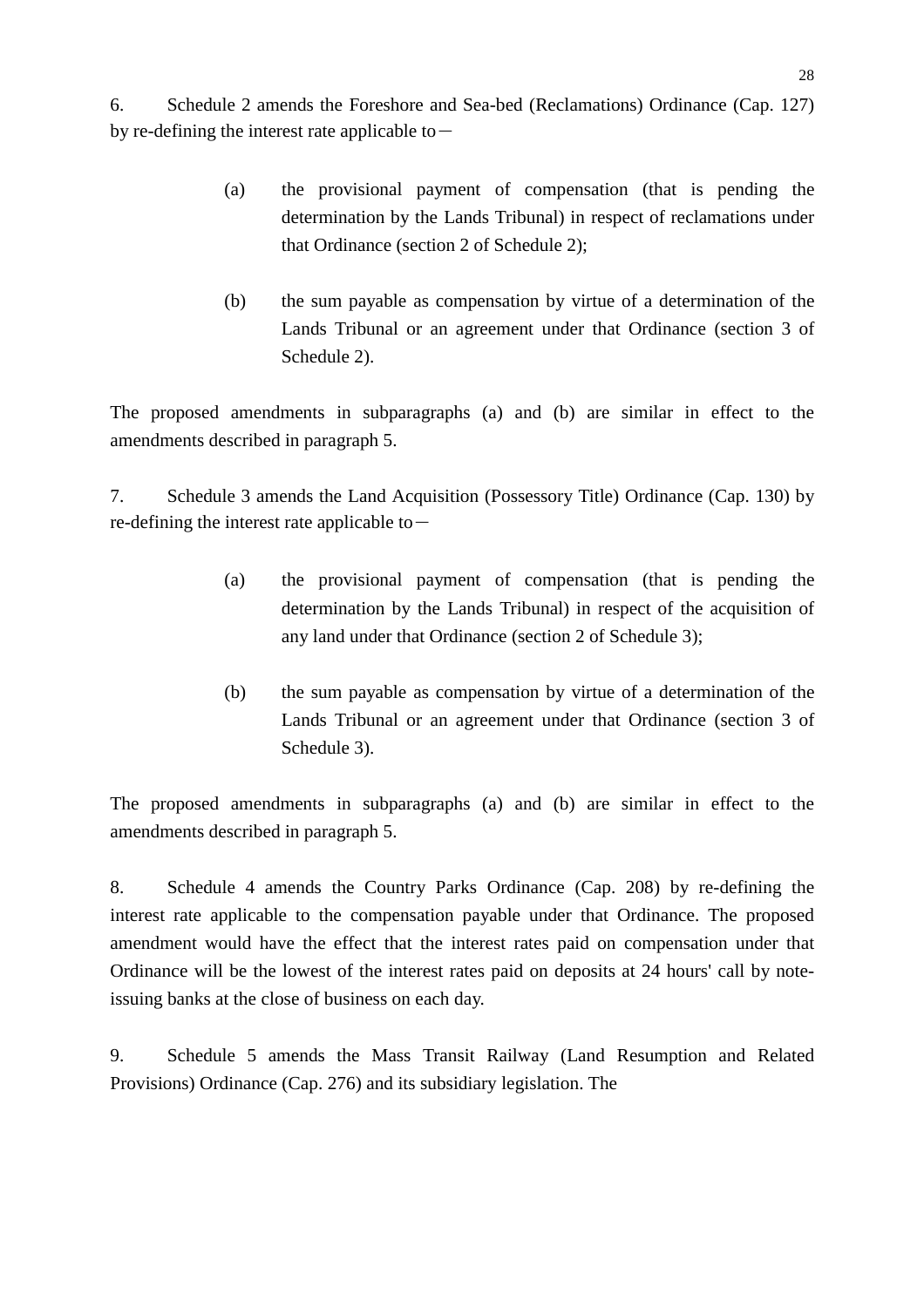6. Schedule 2 amends the Foreshore and Sea-bed (Reclamations) Ordinance (Cap. 127) by re-defining the interest rate applicable to－

(a) the provisional payment of compensation (that is pending the determination by the Lands Tribunal) in respect of reclamations under that Ordinance (section 2 of Schedule 2);

(b) the sum payable as compensation by virtue of a determination of the Lands Tribunal or an agreement under that Ordinance (section 3 of Schedule 2).

The proposed amendments in subparagraphs (a) and (b) are similar in effect to the amendments described in paragraph 5.

7. Schedule 3 amends the Land Acquisition (Possessory Title) Ordinance (Cap. 130) by re-defining the interest rate applicable to－

(a) the provisional payment of compensation (that is pending the determination by the Lands Tribunal) in respect of the acquisition of any land under that Ordinance (section 2 of Schedule 3);

(b) the sum payable as compensation by virtue of a determination of the Lands Tribunal or an agreement under that Ordinance (section 3 of Schedule 3).

The proposed amendments in subparagraphs (a) and (b) are similar in effect to the amendments described in paragraph 5.

8. Schedule 4 amends the Country Parks Ordinance (Cap. 208) by re-defining the interest rate applicable to the compensation payable under that Ordinance. The proposed amendment would have the effect that the interest rates paid on compensation under that Ordinance will be the lowest of the interest rates paid on deposits at 24 hours' call by note-issuing banks at the close of business on each day.

9. Schedule 5 amends the Mass Transit Railway (Land Resumption and Related Provisions) Ordinance (Cap. 276) and its subsidiary legislation. The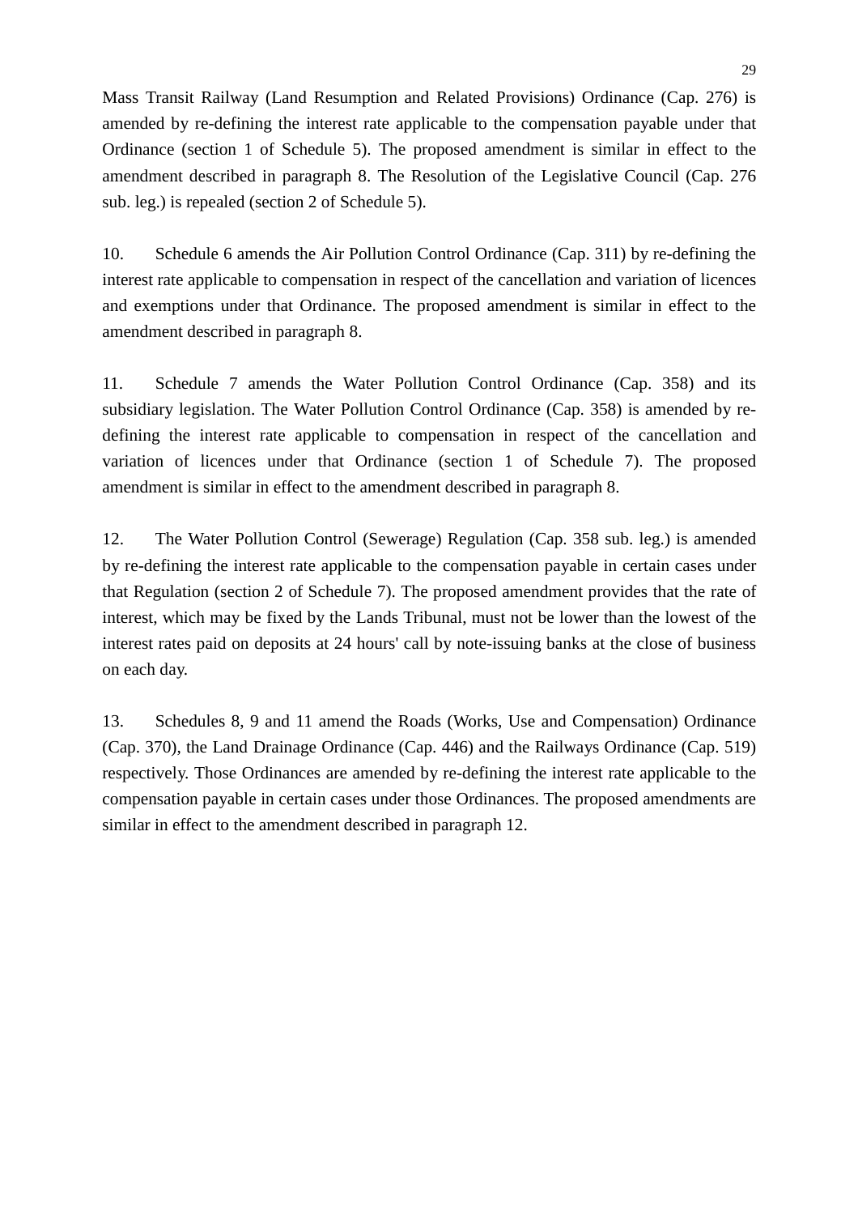Mass Transit Railway (Land Resumption and Related Provisions) Ordinance (Cap. 276) is amended by re-defining the interest rate applicable to the compensation payable under that Ordinance (section 1 of Schedule 5). The proposed amendment is similar in effect to the amendment described in paragraph 8. The Resolution of the Legislative Council (Cap. 276 sub. leg.) is repealed (section 2 of Schedule 5).

10. Schedule 6 amends the Air Pollution Control Ordinance (Cap. 311) by re-defining the interest rate applicable to compensation in respect of the cancellation and variation of licences and exemptions under that Ordinance. The proposed amendment is similar in effect to the amendment described in paragraph 8.

11. Schedule 7 amends the Water Pollution Control Ordinance (Cap. 358) and its subsidiary legislation. The Water Pollution Control Ordinance (Cap. 358) is amended by re-defining the interest rate applicable to compensation in respect of the cancellation and variation of licences under that Ordinance (section 1 of Schedule 7). The proposed amendment is similar in effect to the amendment described in paragraph 8.

12. The Water Pollution Control (Sewerage) Regulation (Cap. 358 sub. leg.) is amended by re-defining the interest rate applicable to the compensation payable in certain cases under that Regulation (section 2 of Schedule 7). The proposed amendment provides that the rate of interest, which may be fixed by the Lands Tribunal, must not be lower than the lowest of the interest rates paid on deposits at 24 hours' call by note-issuing banks at the close of business on each day.

13. Schedules 8, 9 and 11 amend the Roads (Works, Use and Compensation) Ordinance (Cap. 370), the Land Drainage Ordinance (Cap. 446) and the Railways Ordinance (Cap. 519) respectively. Those Ordinances are amended by re-defining the interest rate applicable to the compensation payable in certain cases under those Ordinances. The proposed amendments are similar in effect to the amendment described in paragraph 12.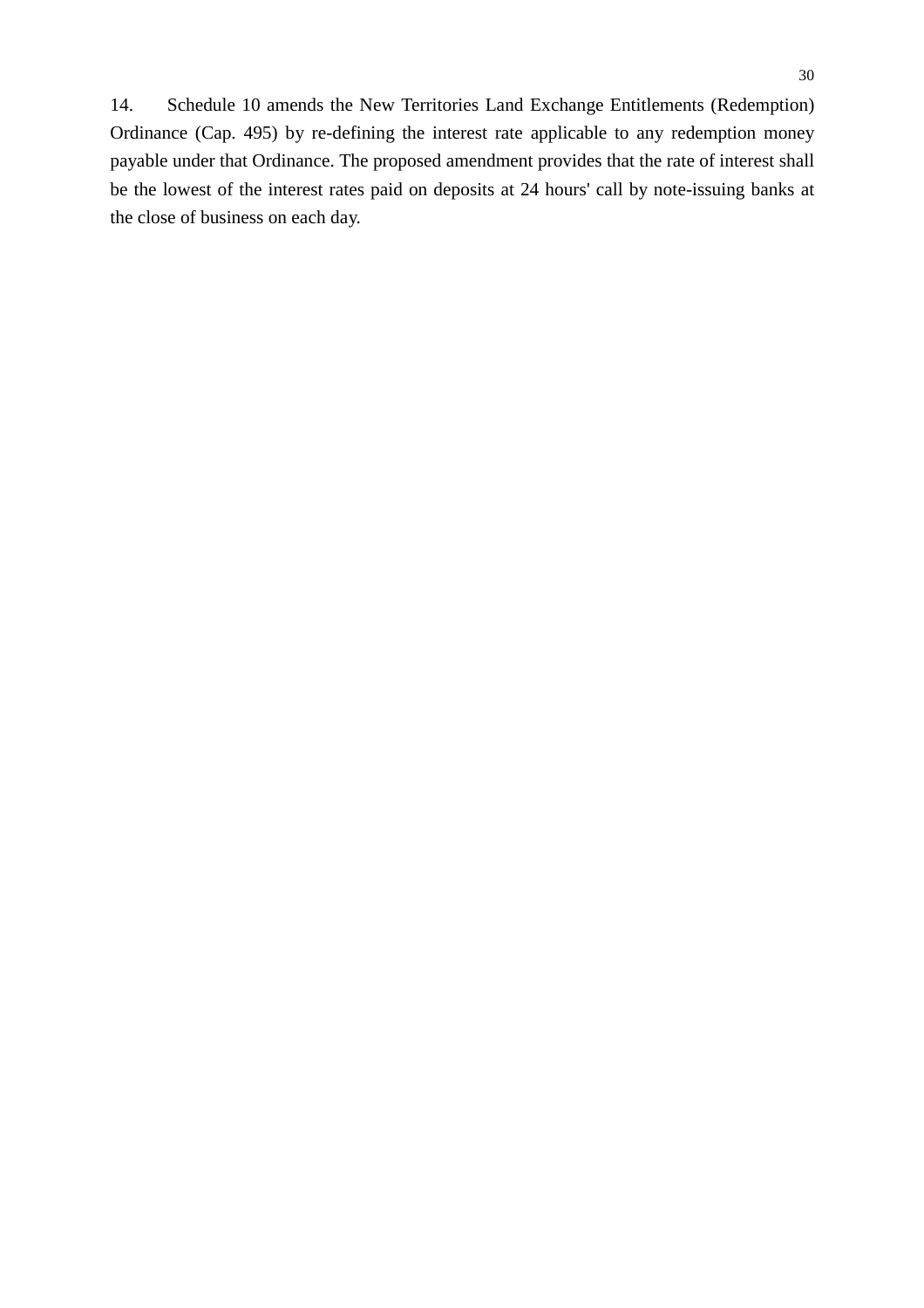14. Schedule 10 amends the New Territories Land Exchange Entitlements (Redemption) Ordinance (Cap. 495) by re-defining the interest rate applicable to any redemption money payable under that Ordinance. The proposed amendment provides that the rate of interest shall be the lowest of the interest rates paid on deposits at 24 hours' call by note-issuing banks at the close of business on each day.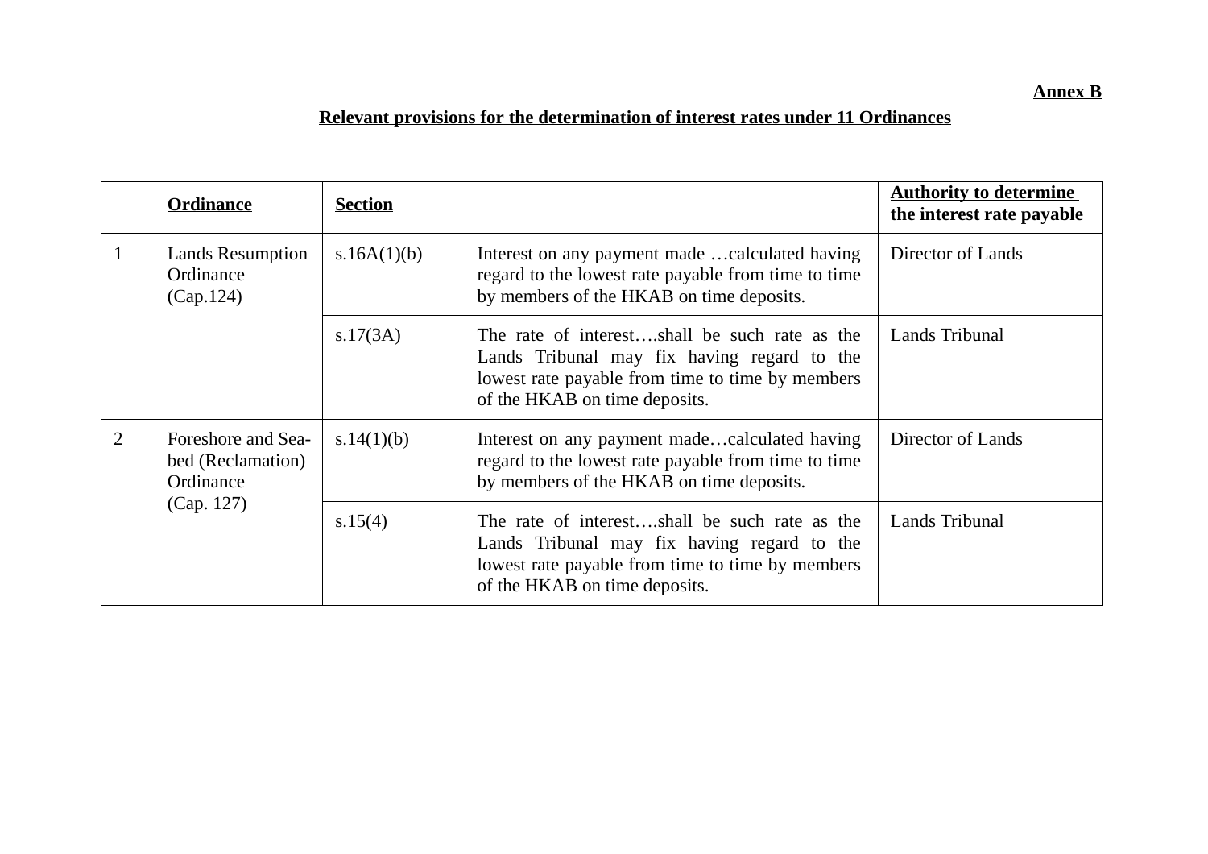**Annex B**

**Relevant provisions for the determination of interest rates under 11 Ordinances**

| | **Ordinance** | **Section** | | **Authority to determine the interest rate payable** |
|---|---|---|---|---|
| 1 | Lands Resumption Ordinance (Cap.124) | s.16A(1)(b) | Interest on any payment made …calculated having regard to the lowest rate payable from time to time by members of the HKAB on time deposits. | Director of Lands |
| | | s.17(3A) | The rate of interest….shall be such rate as the Lands Tribunal may fix having regard to the lowest rate payable from time to time by members of the HKAB on time deposits. | Lands Tribunal |
| 2 | Foreshore and Sea-bed (Reclamation) Ordinance (Cap. 127) | s.14(1)(b) | Interest on any payment made…calculated having regard to the lowest rate payable from time to time by members of the HKAB on time deposits. | Director of Lands |
| | | s.15(4) | The rate of interest….shall be such rate as the Lands Tribunal may fix having regard to the lowest rate payable from time to time by members of the HKAB on time deposits. | Lands Tribunal |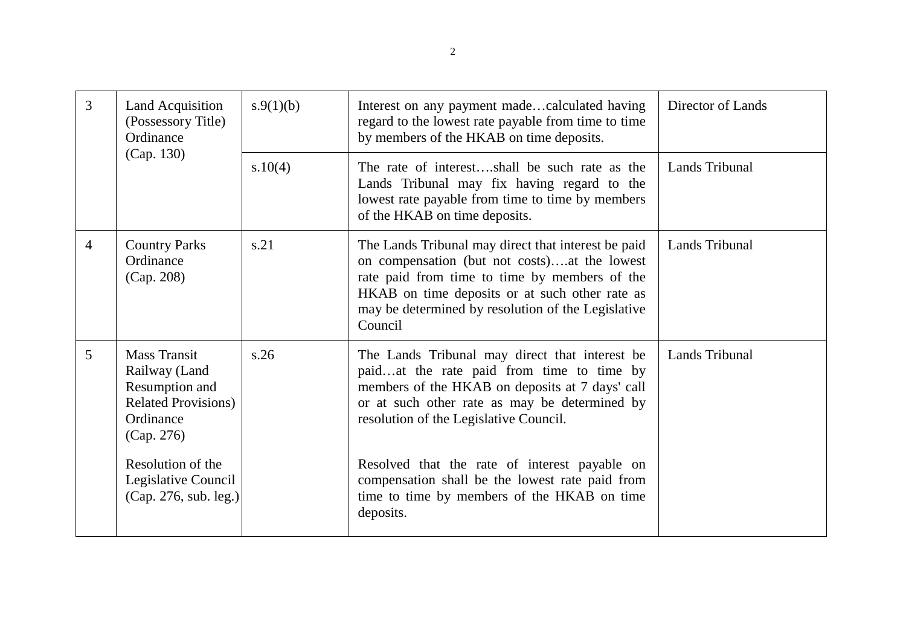| | | | | |
|---|---|---|---|---|
| 3 | Land Acquisition (Possessory Title) Ordinance (Cap. 130) | s.9(1)(b) | Interest on any payment made…calculated having regard to the lowest rate payable from time to time by members of the HKAB on time deposits. | Director of Lands |
| | | s.10(4) | The rate of interest….shall be such rate as the Lands Tribunal may fix having regard to the lowest rate payable from time to time by members of the HKAB on time deposits. | Lands Tribunal |
| 4 | Country Parks Ordinance (Cap. 208) | s.21 | The Lands Tribunal may direct that interest be paid on compensation (but not costs)….at the lowest rate paid from time to time by members of the HKAB on time deposits or at such other rate as may be determined by resolution of the Legislative Council | Lands Tribunal |
| 5 | Mass Transit Railway (Land Resumption and Related Provisions) Ordinance (Cap. 276)<br><br>Resolution of the Legislative Council (Cap. 276, sub. leg.) | s.26 | The Lands Tribunal may direct that interest be paid…at the rate paid from time to time by members of the HKAB on deposits at 7 days' call or at such other rate as may be determined by resolution of the Legislative Council.<br><br>Resolved that the rate of interest payable on compensation shall be the lowest rate paid from time to time by members of the HKAB on time deposits. | Lands Tribunal |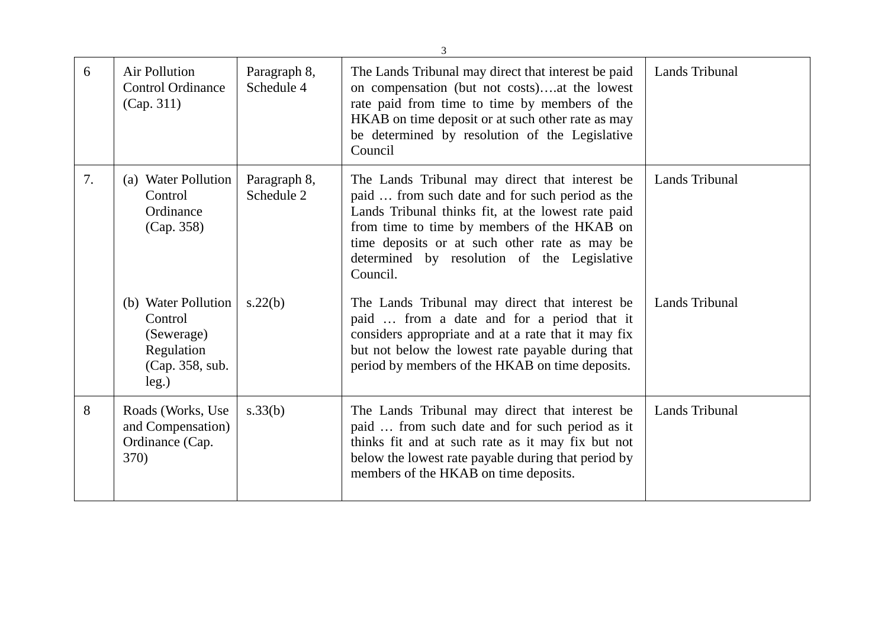| | | | | |
|---|---|---|---|---|
| 6 | Air Pollution Control Ordinance (Cap. 311) | Paragraph 8, Schedule 4 | The Lands Tribunal may direct that interest be paid on compensation (but not costs)….at the lowest rate paid from time to time by members of the HKAB on time deposit or at such other rate as may be determined by resolution of the Legislative Council | Lands Tribunal |
| 7. | (a) Water Pollution Control Ordinance (Cap. 358) | Paragraph 8, Schedule 2 | The Lands Tribunal may direct that interest be paid … from such date and for such period as the Lands Tribunal thinks fit, at the lowest rate paid from time to time by members of the HKAB on time deposits or at such other rate as may be determined by resolution of the Legislative Council. | Lands Tribunal |
| | (b) Water Pollution Control (Sewerage) Regulation (Cap. 358, sub. leg.) | s.22(b) | The Lands Tribunal may direct that interest be paid … from a date and for a period that it considers appropriate and at a rate that it may fix but not below the lowest rate payable during that period by members of the HKAB on time deposits. | Lands Tribunal |
| 8 | Roads (Works, Use and Compensation) Ordinance (Cap. 370) | s.33(b) | The Lands Tribunal may direct that interest be paid … from such date and for such period as it thinks fit and at such rate as it may fix but not below the lowest rate payable during that period by members of the HKAB on time deposits. | Lands Tribunal |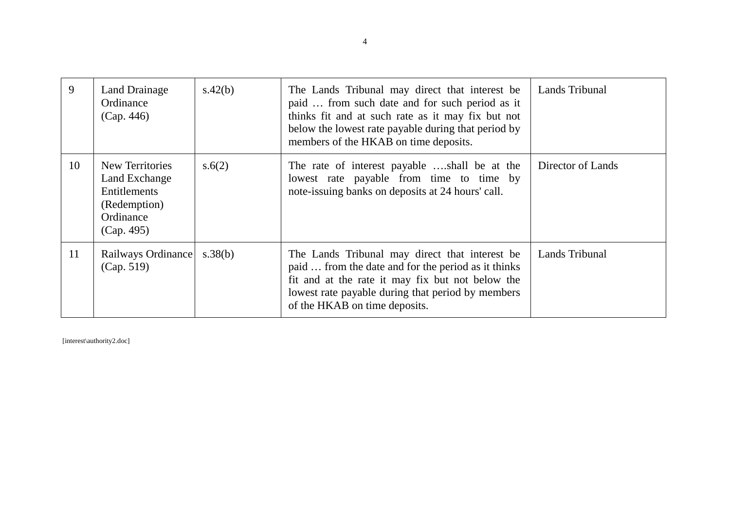| | | | | |
|---|---|---|---|---|
| 9 | Land Drainage Ordinance (Cap. 446) | s.42(b) | The Lands Tribunal may direct that interest be paid … from such date and for such period as it thinks fit and at such rate as it may fix but not below the lowest rate payable during that period by members of the HKAB on time deposits. | Lands Tribunal |
| 10 | New Territories Land Exchange Entitlements (Redemption) Ordinance (Cap. 495) | s.6(2) | The rate of interest payable ….shall be at the lowest rate payable from time to time by note-issuing banks on deposits at 24 hours' call. | Director of Lands |
| 11 | Railways Ordinance (Cap. 519) | s.38(b) | The Lands Tribunal may direct that interest be paid … from the date and for the period as it thinks fit and at the rate it may fix but not below the lowest rate payable during that period by members of the HKAB on time deposits. | Lands Tribunal |

[interest\authority2.doc]